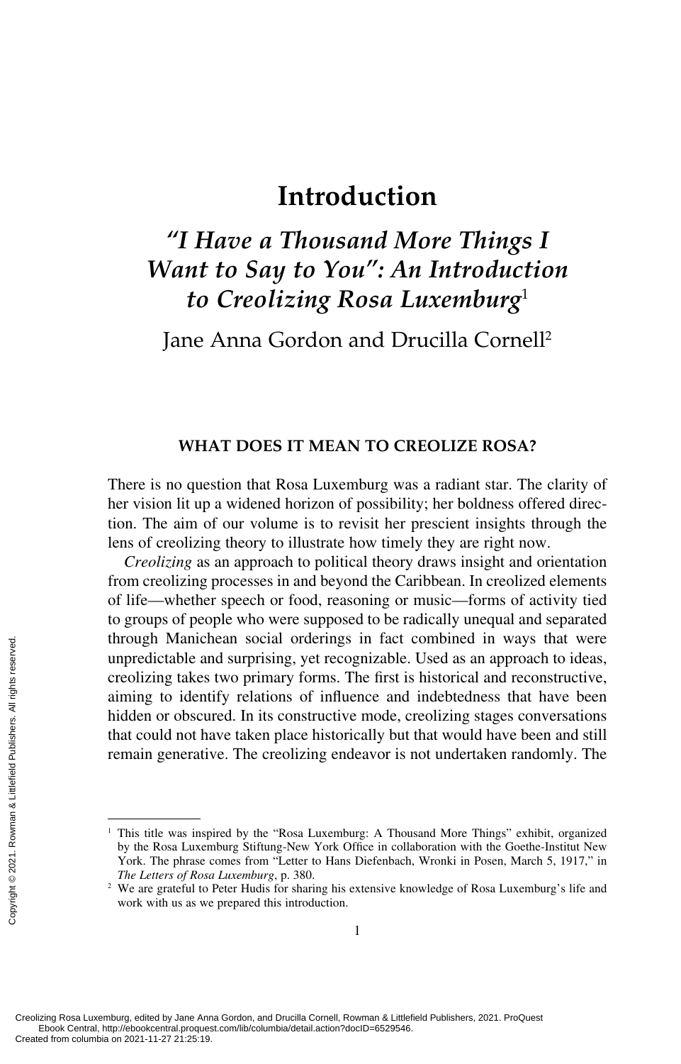# Introduction

## *"I Have a Thousand More Things I Want to Say to You": An Introduction to Creolizing Rosa Luxemburg*[1]

Jane Anna Gordon and Drucilla Cornell[2]

### WHAT DOES IT MEAN TO CREOLIZE ROSA?

There is no question that Rosa Luxemburg was a radiant star. The clarity of her vision lit up a widened horizon of possibility; her boldness offered direction. The aim of our volume is to revisit her prescient insights through the lens of creolizing theory to illustrate how timely they are right now.

*Creolizing* as an approach to political theory draws insight and orientation from creolizing processes in and beyond the Caribbean. In creolized elements of life—whether speech or food, reasoning or music—forms of activity tied to groups of people who were supposed to be radically unequal and separated through Manichean social orderings in fact combined in ways that were unpredictable and surprising, yet recognizable. Used as an approach to ideas, creolizing takes two primary forms. The first is historical and reconstructive, aiming to identify relations of influence and indebtedness that have been hidden or obscured. In its constructive mode, creolizing stages conversations that could not have taken place historically but that would have been and still remain generative. The creolizing endeavor is not undertaken randomly. The

---

[1] This title was inspired by the "Rosa Luxemburg: A Thousand More Things" exhibit, organized by the Rosa Luxemburg Stiftung-New York Office in collaboration with the Goethe-Institut New York. The phrase comes from "Letter to Hans Diefenbach, Wronki in Posen, March 5, 1917," in *The Letters of Rosa Luxemburg*, p. 380.

[2] We are grateful to Peter Hudis for sharing his extensive knowledge of Rosa Luxemburg's life and work with us as we prepared this introduction.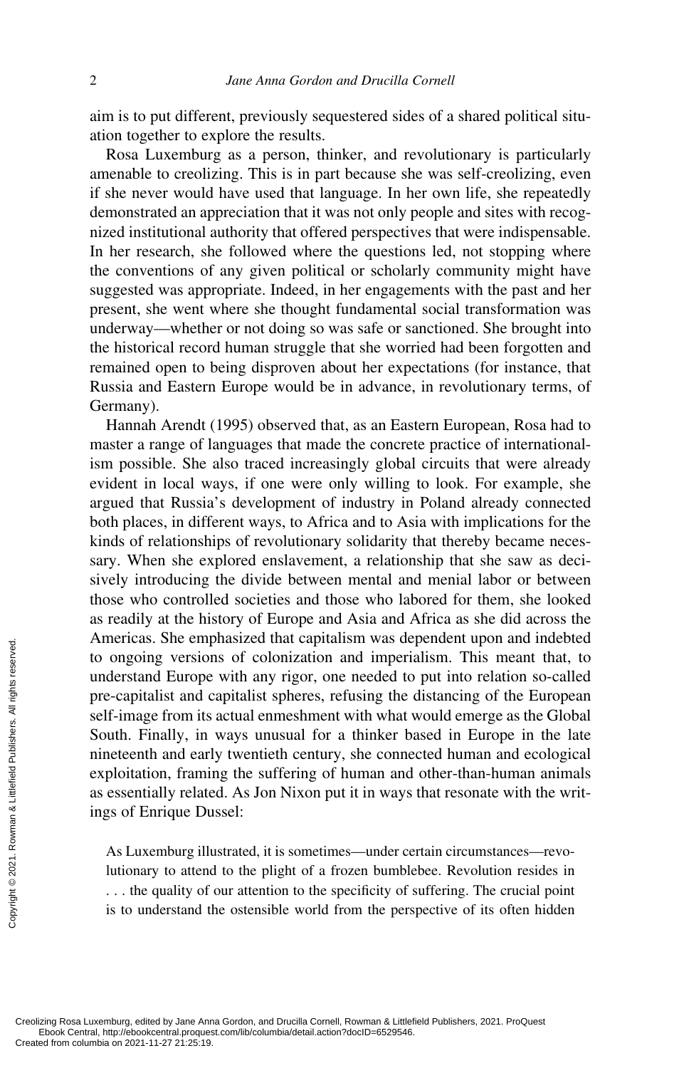aim is to put different, previously sequestered sides of a shared political situation together to explore the results.

Rosa Luxemburg as a person, thinker, and revolutionary is particularly amenable to creolizing. This is in part because she was self-creolizing, even if she never would have used that language. In her own life, she repeatedly demonstrated an appreciation that it was not only people and sites with recognized institutional authority that offered perspectives that were indispensable. In her research, she followed where the questions led, not stopping where the conventions of any given political or scholarly community might have suggested was appropriate. Indeed, in her engagements with the past and her present, she went where she thought fundamental social transformation was underway—whether or not doing so was safe or sanctioned. She brought into the historical record human struggle that she worried had been forgotten and remained open to being disproven about her expectations (for instance, that Russia and Eastern Europe would be in advance, in revolutionary terms, of Germany).

Hannah Arendt (1995) observed that, as an Eastern European, Rosa had to master a range of languages that made the concrete practice of internationalism possible. She also traced increasingly global circuits that were already evident in local ways, if one were only willing to look. For example, she argued that Russia's development of industry in Poland already connected both places, in different ways, to Africa and to Asia with implications for the kinds of relationships of revolutionary solidarity that thereby became necessary. When she explored enslavement, a relationship that she saw as decisively introducing the divide between mental and menial labor or between those who controlled societies and those who labored for them, she looked as readily at the history of Europe and Asia and Africa as she did across the Americas. She emphasized that capitalism was dependent upon and indebted to ongoing versions of colonization and imperialism. This meant that, to understand Europe with any rigor, one needed to put into relation so-called pre-capitalist and capitalist spheres, refusing the distancing of the European self-image from its actual enmeshment with what would emerge as the Global South. Finally, in ways unusual for a thinker based in Europe in the late nineteenth and early twentieth century, she connected human and ecological exploitation, framing the suffering of human and other-than-human animals as essentially related. As Jon Nixon put it in ways that resonate with the writings of Enrique Dussel:

> As Luxemburg illustrated, it is sometimes—under certain circumstances—revolutionary to attend to the plight of a frozen bumblebee. Revolution resides in . . . the quality of our attention to the specificity of suffering. The crucial point is to understand the ostensible world from the perspective of its often hidden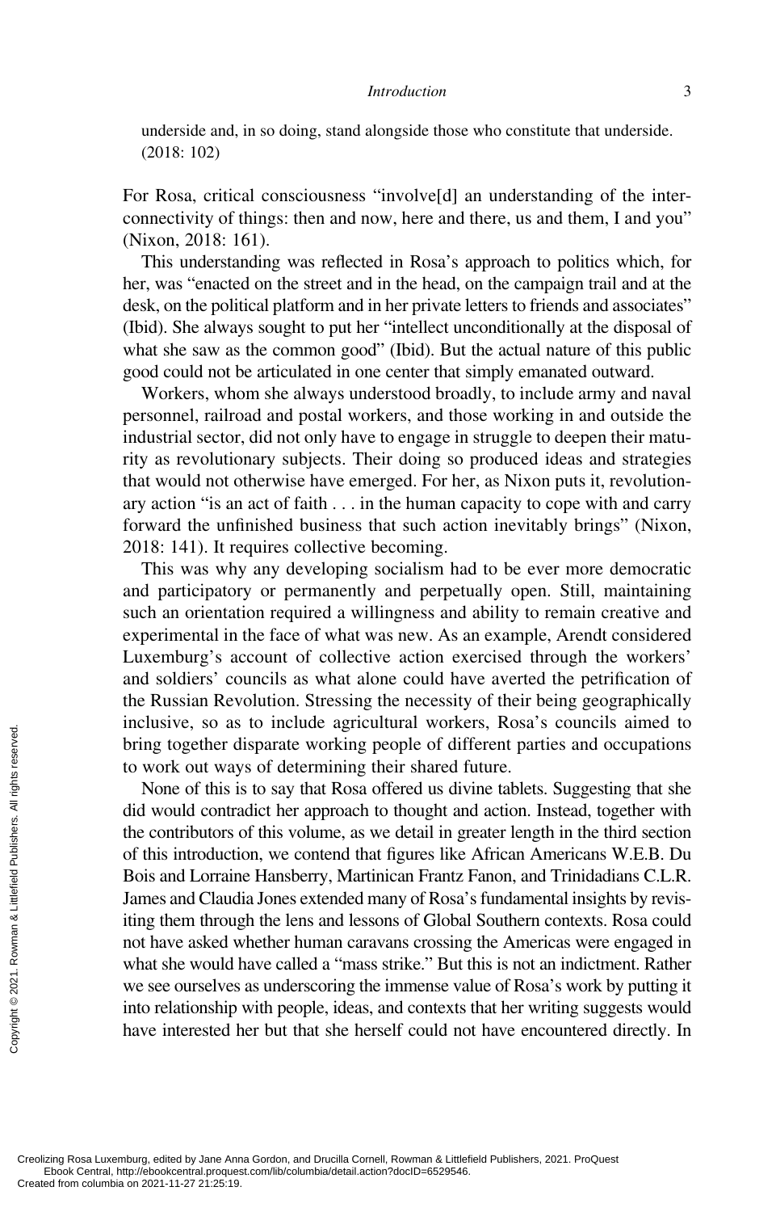underside and, in so doing, stand alongside those who constitute that underside. (2018: 102)

For Rosa, critical consciousness "involve[d] an understanding of the interconnectivity of things: then and now, here and there, us and them, I and you" (Nixon, 2018: 161).

This understanding was reflected in Rosa's approach to politics which, for her, was "enacted on the street and in the head, on the campaign trail and at the desk, on the political platform and in her private letters to friends and associates" (Ibid). She always sought to put her "intellect unconditionally at the disposal of what she saw as the common good" (Ibid). But the actual nature of this public good could not be articulated in one center that simply emanated outward.

Workers, whom she always understood broadly, to include army and naval personnel, railroad and postal workers, and those working in and outside the industrial sector, did not only have to engage in struggle to deepen their maturity as revolutionary subjects. Their doing so produced ideas and strategies that would not otherwise have emerged. For her, as Nixon puts it, revolutionary action "is an act of faith . . . in the human capacity to cope with and carry forward the unfinished business that such action inevitably brings" (Nixon, 2018: 141). It requires collective becoming.

This was why any developing socialism had to be ever more democratic and participatory or permanently and perpetually open. Still, maintaining such an orientation required a willingness and ability to remain creative and experimental in the face of what was new. As an example, Arendt considered Luxemburg's account of collective action exercised through the workers' and soldiers' councils as what alone could have averted the petrification of the Russian Revolution. Stressing the necessity of their being geographically inclusive, so as to include agricultural workers, Rosa's councils aimed to bring together disparate working people of different parties and occupations to work out ways of determining their shared future.

None of this is to say that Rosa offered us divine tablets. Suggesting that she did would contradict her approach to thought and action. Instead, together with the contributors of this volume, as we detail in greater length in the third section of this introduction, we contend that figures like African Americans W.E.B. Du Bois and Lorraine Hansberry, Martinican Frantz Fanon, and Trinidadians C.L.R. James and Claudia Jones extended many of Rosa's fundamental insights by revisiting them through the lens and lessons of Global Southern contexts. Rosa could not have asked whether human caravans crossing the Americas were engaged in what she would have called a "mass strike." But this is not an indictment. Rather we see ourselves as underscoring the immense value of Rosa's work by putting it into relationship with people, ideas, and contexts that her writing suggests would have interested her but that she herself could not have encountered directly. In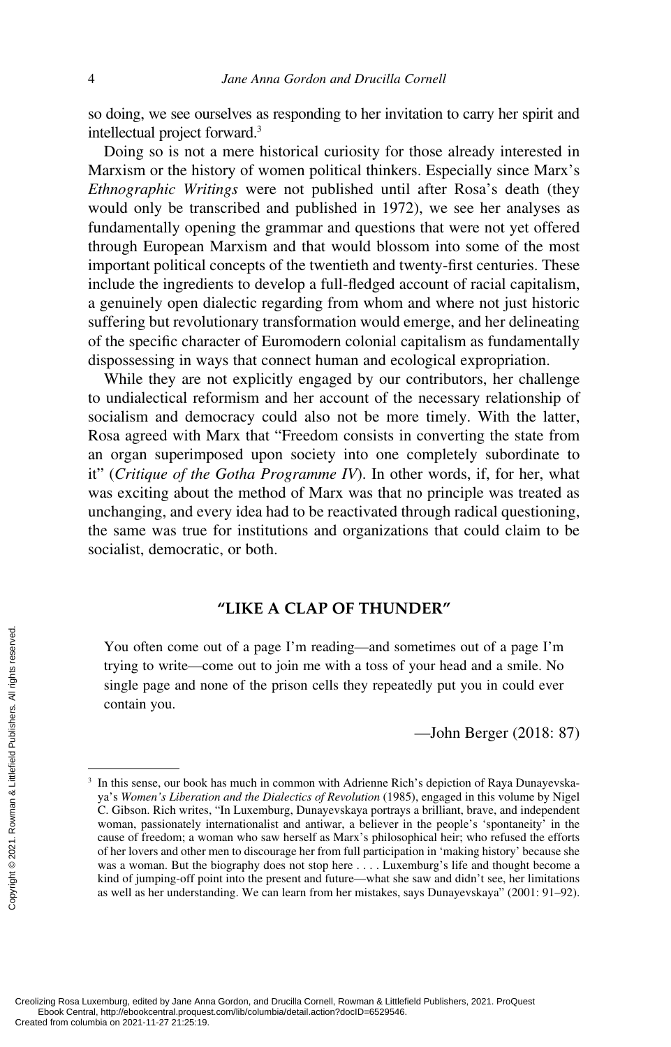so doing, we see ourselves as responding to her invitation to carry her spirit and intellectual project forward.[3]

Doing so is not a mere historical curiosity for those already interested in Marxism or the history of women political thinkers. Especially since Marx's *Ethnographic Writings* were not published until after Rosa's death (they would only be transcribed and published in 1972), we see her analyses as fundamentally opening the grammar and questions that were not yet offered through European Marxism and that would blossom into some of the most important political concepts of the twentieth and twenty-first centuries. These include the ingredients to develop a full-fledged account of racial capitalism, a genuinely open dialectic regarding from whom and where not just historic suffering but revolutionary transformation would emerge, and her delineating of the specific character of Euromodern colonial capitalism as fundamentally dispossessing in ways that connect human and ecological expropriation.

While they are not explicitly engaged by our contributors, her challenge to undialectical reformism and her account of the necessary relationship of socialism and democracy could also not be more timely. With the latter, Rosa agreed with Marx that "Freedom consists in converting the state from an organ superimposed upon society into one completely subordinate to it" (*Critique of the Gotha Programme IV*). In other words, if, for her, what was exciting about the method of Marx was that no principle was treated as unchanging, and every idea had to be reactivated through radical questioning, the same was true for institutions and organizations that could claim to be socialist, democratic, or both.

## "LIKE A CLAP OF THUNDER"

> You often come out of a page I'm reading—and sometimes out of a page I'm trying to write—come out to join me with a toss of your head and a smile. No single page and none of the prison cells they repeatedly put you in could ever contain you.
>
> —John Berger (2018: 87)

[3] In this sense, our book has much in common with Adrienne Rich's depiction of Raya Dunayevskaya's *Women's Liberation and the Dialectics of Revolution* (1985), engaged in this volume by Nigel C. Gibson. Rich writes, "In Luxemburg, Dunayevskaya portrays a brilliant, brave, and independent woman, passionately internationalist and antiwar, a believer in the people's 'spontaneity' in the cause of freedom; a woman who saw herself as Marx's philosophical heir; who refused the efforts of her lovers and other men to discourage her from full participation in 'making history' because she was a woman. But the biography does not stop here . . . . Luxemburg's life and thought become a kind of jumping-off point into the present and future—what she saw and didn't see, her limitations as well as her understanding. We can learn from her mistakes, says Dunayevskaya" (2001: 91–92).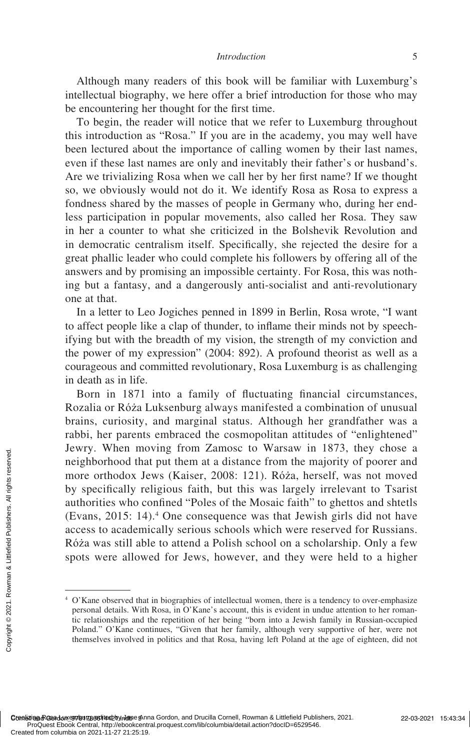Although many readers of this book will be familiar with Luxemburg's intellectual biography, we here offer a brief introduction for those who may be encountering her thought for the first time.

To begin, the reader will notice that we refer to Luxemburg throughout this introduction as "Rosa." If you are in the academy, you may well have been lectured about the importance of calling women by their last names, even if these last names are only and inevitably their father's or husband's. Are we trivializing Rosa when we call her by her first name? If we thought so, we obviously would not do it. We identify Rosa as Rosa to express a fondness shared by the masses of people in Germany who, during her endless participation in popular movements, also called her Rosa. They saw in her a counter to what she criticized in the Bolshevik Revolution and in democratic centralism itself. Specifically, she rejected the desire for a great phallic leader who could complete his followers by offering all of the answers and by promising an impossible certainty. For Rosa, this was nothing but a fantasy, and a dangerously anti-socialist and anti-revolutionary one at that.

In a letter to Leo Jogiches penned in 1899 in Berlin, Rosa wrote, "I want to affect people like a clap of thunder, to inflame their minds not by speechifying but with the breadth of my vision, the strength of my conviction and the power of my expression" (2004: 892). A profound theorist as well as a courageous and committed revolutionary, Rosa Luxemburg is as challenging in death as in life.

Born in 1871 into a family of fluctuating financial circumstances, Rozalia or Róża Luksenburg always manifested a combination of unusual brains, curiosity, and marginal status. Although her grandfather was a rabbi, her parents embraced the cosmopolitan attitudes of "enlightened" Jewry. When moving from Zamosc to Warsaw in 1873, they chose a neighborhood that put them at a distance from the majority of poorer and more orthodox Jews (Kaiser, 2008: 121). Róża, herself, was not moved by specifically religious faith, but this was largely irrelevant to Tsarist authorities who confined "Poles of the Mosaic faith" to ghettos and shtetls (Evans, 2015: 14).[4] One consequence was that Jewish girls did not have access to academically serious schools which were reserved for Russians. Róża was still able to attend a Polish school on a scholarship. Only a few spots were allowed for Jews, however, and they were held to a higher

---

[4] O'Kane observed that in biographies of intellectual women, there is a tendency to over-emphasize personal details. With Rosa, in O'Kane's account, this is evident in undue attention to her romantic relationships and the repetition of her being "born into a Jewish family in Russian-occupied Poland." O'Kane continues, "Given that her family, although very supportive of her, were not themselves involved in politics and that Rosa, having left Poland at the age of eighteen, did not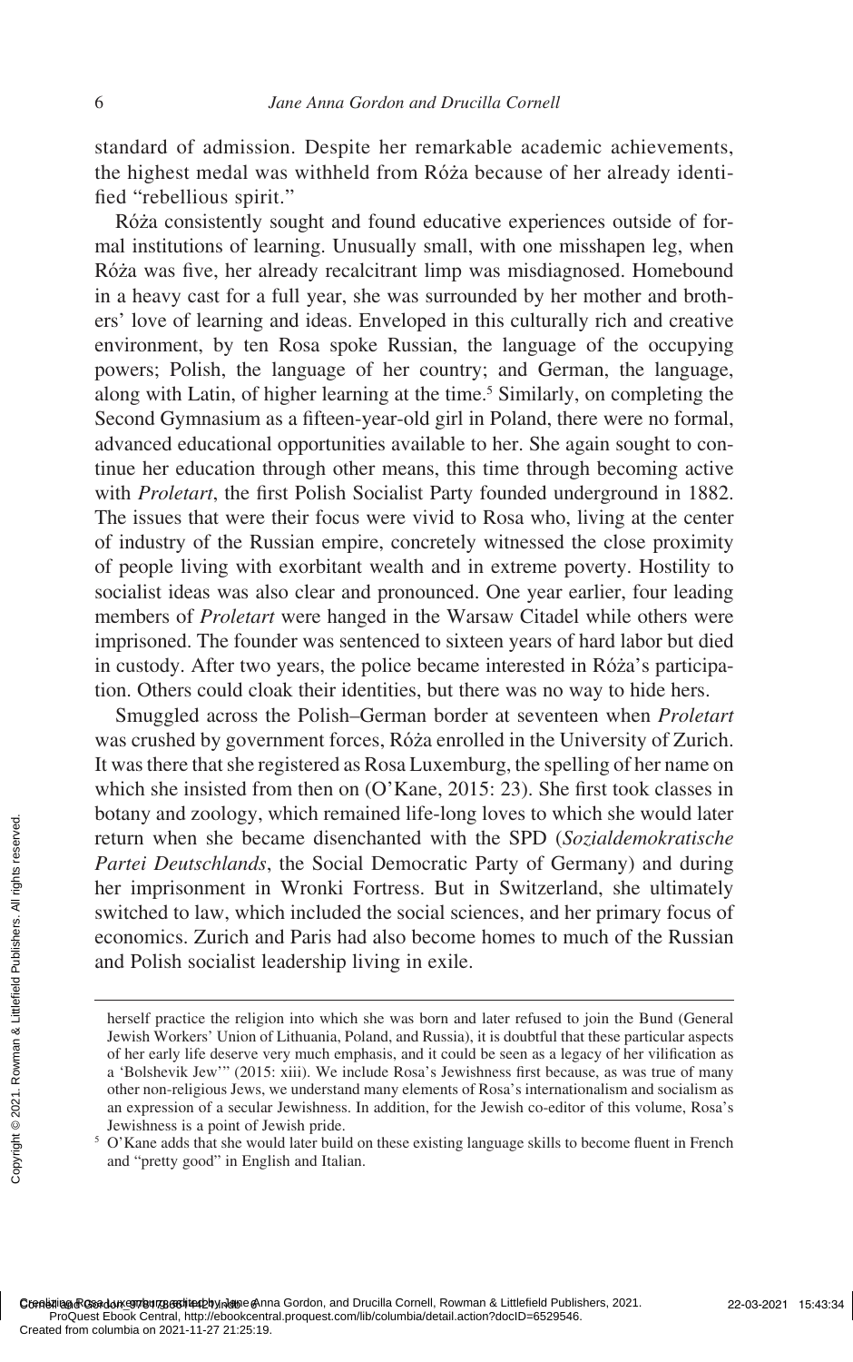standard of admission. Despite her remarkable academic achievements, the highest medal was withheld from Róża because of her already identified "rebellious spirit."

Róża consistently sought and found educative experiences outside of formal institutions of learning. Unusually small, with one misshapen leg, when Róża was five, her already recalcitrant limp was misdiagnosed. Homebound in a heavy cast for a full year, she was surrounded by her mother and brothers' love of learning and ideas. Enveloped in this culturally rich and creative environment, by ten Rosa spoke Russian, the language of the occupying powers; Polish, the language of her country; and German, the language, along with Latin, of higher learning at the time.[5] Similarly, on completing the Second Gymnasium as a fifteen-year-old girl in Poland, there were no formal, advanced educational opportunities available to her. She again sought to continue her education through other means, this time through becoming active with *Proletart*, the first Polish Socialist Party founded underground in 1882. The issues that were their focus were vivid to Rosa who, living at the center of industry of the Russian empire, concretely witnessed the close proximity of people living with exorbitant wealth and in extreme poverty. Hostility to socialist ideas was also clear and pronounced. One year earlier, four leading members of *Proletart* were hanged in the Warsaw Citadel while others were imprisoned. The founder was sentenced to sixteen years of hard labor but died in custody. After two years, the police became interested in Róża's participation. Others could cloak their identities, but there was no way to hide hers.

Smuggled across the Polish–German border at seventeen when *Proletart* was crushed by government forces, Róża enrolled in the University of Zurich. It was there that she registered as Rosa Luxemburg, the spelling of her name on which she insisted from then on (O'Kane, 2015: 23). She first took classes in botany and zoology, which remained life-long loves to which she would later return when she became disenchanted with the SPD (*Sozialdemokratische Partei Deutschlands*, the Social Democratic Party of Germany) and during her imprisonment in Wronki Fortress. But in Switzerland, she ultimately switched to law, which included the social sciences, and her primary focus of economics. Zurich and Paris had also become homes to much of the Russian and Polish socialist leadership living in exile.

---

herself practice the religion into which she was born and later refused to join the Bund (General Jewish Workers' Union of Lithuania, Poland, and Russia), it is doubtful that these particular aspects of her early life deserve very much emphasis, and it could be seen as a legacy of her vilification as a 'Bolshevik Jew'" (2015: xiii). We include Rosa's Jewishness first because, as was true of many other non-religious Jews, we understand many elements of Rosa's internationalism and socialism as an expression of a secular Jewishness. In addition, for the Jewish co-editor of this volume, Rosa's Jewishness is a point of Jewish pride.

[5] O'Kane adds that she would later build on these existing language skills to become fluent in French and "pretty good" in English and Italian.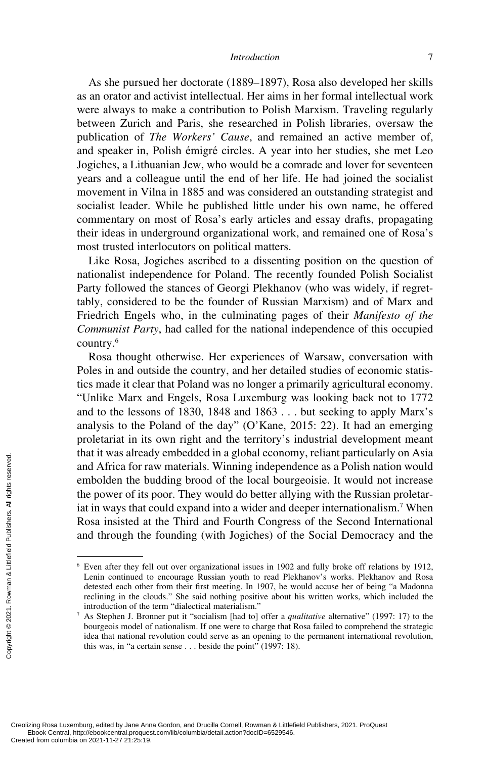As she pursued her doctorate (1889–1897), Rosa also developed her skills as an orator and activist intellectual. Her aims in her formal intellectual work were always to make a contribution to Polish Marxism. Traveling regularly between Zurich and Paris, she researched in Polish libraries, oversaw the publication of *The Workers' Cause*, and remained an active member of, and speaker in, Polish émigré circles. A year into her studies, she met Leo Jogiches, a Lithuanian Jew, who would be a comrade and lover for seventeen years and a colleague until the end of her life. He had joined the socialist movement in Vilna in 1885 and was considered an outstanding strategist and socialist leader. While he published little under his own name, he offered commentary on most of Rosa's early articles and essay drafts, propagating their ideas in underground organizational work, and remained one of Rosa's most trusted interlocutors on political matters.

Like Rosa, Jogiches ascribed to a dissenting position on the question of nationalist independence for Poland. The recently founded Polish Socialist Party followed the stances of Georgi Plekhanov (who was widely, if regrettably, considered to be the founder of Russian Marxism) and of Marx and Friedrich Engels who, in the culminating pages of their *Manifesto of the Communist Party*, had called for the national independence of this occupied country.[6]

Rosa thought otherwise. Her experiences of Warsaw, conversation with Poles in and outside the country, and her detailed studies of economic statistics made it clear that Poland was no longer a primarily agricultural economy. "Unlike Marx and Engels, Rosa Luxemburg was looking back not to 1772 and to the lessons of 1830, 1848 and 1863 . . . but seeking to apply Marx's analysis to the Poland of the day" (O'Kane, 2015: 22). It had an emerging proletariat in its own right and the territory's industrial development meant that it was already embedded in a global economy, reliant particularly on Asia and Africa for raw materials. Winning independence as a Polish nation would embolden the budding brood of the local bourgeoisie. It would not increase the power of its poor. They would do better allying with the Russian proletariat in ways that could expand into a wider and deeper internationalism.[7] When Rosa insisted at the Third and Fourth Congress of the Second International and through the founding (with Jogiches) of the Social Democracy and the

---

[6] Even after they fell out over organizational issues in 1902 and fully broke off relations by 1912, Lenin continued to encourage Russian youth to read Plekhanov's works. Plekhanov and Rosa detested each other from their first meeting. In 1907, he would accuse her of being "a Madonna reclining in the clouds." She said nothing positive about his written works, which included the introduction of the term "dialectical materialism."

[7] As Stephen J. Bronner put it "socialism [had to] offer a *qualitative* alternative" (1997: 17) to the bourgeois model of nationalism. If one were to charge that Rosa failed to comprehend the strategic idea that national revolution could serve as an opening to the permanent international revolution, this was, in "a certain sense . . . beside the point" (1997: 18).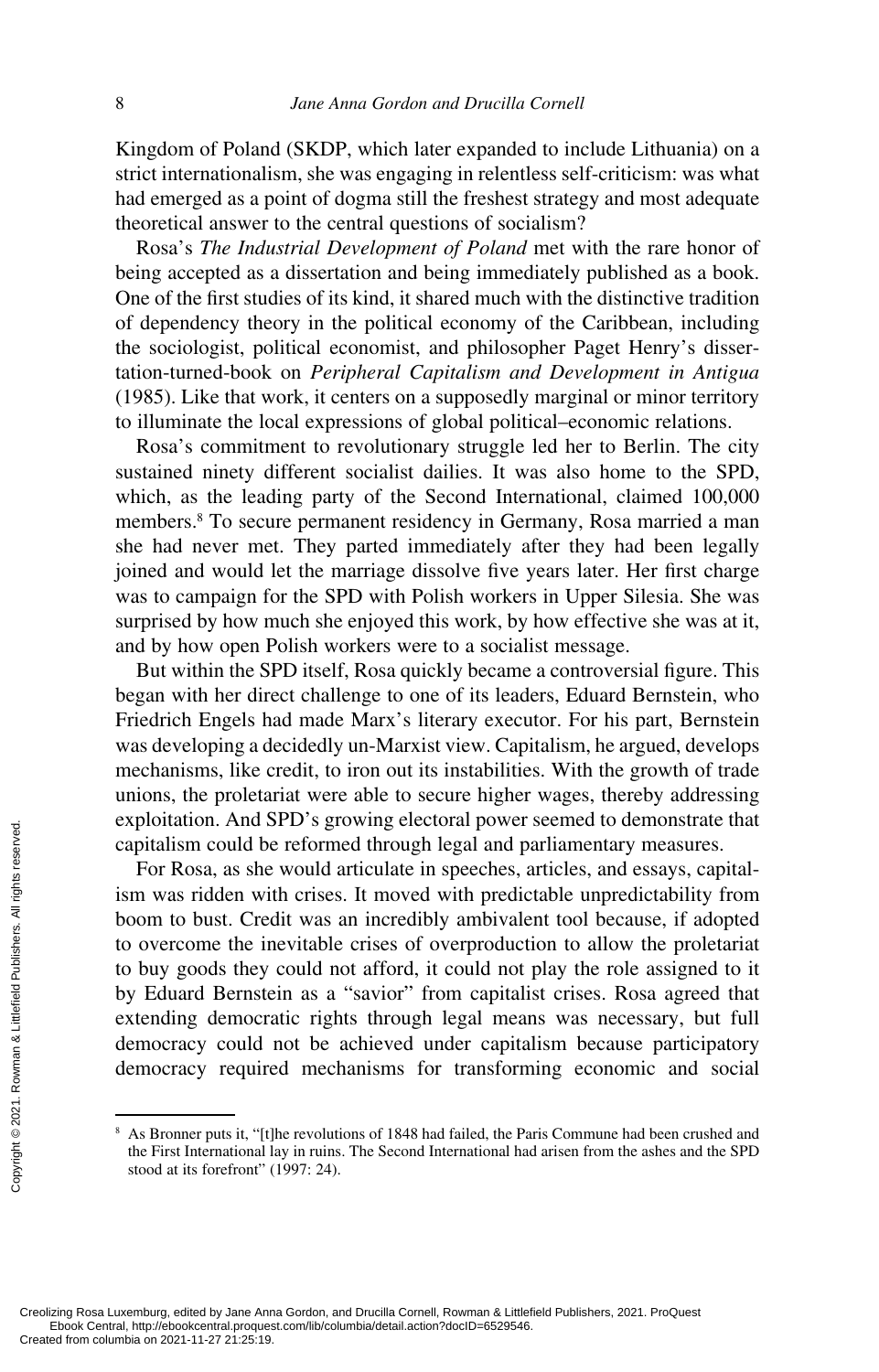Kingdom of Poland (SKDP, which later expanded to include Lithuania) on a strict internationalism, she was engaging in relentless self-criticism: was what had emerged as a point of dogma still the freshest strategy and most adequate theoretical answer to the central questions of socialism?

Rosa's *The Industrial Development of Poland* met with the rare honor of being accepted as a dissertation and being immediately published as a book. One of the first studies of its kind, it shared much with the distinctive tradition of dependency theory in the political economy of the Caribbean, including the sociologist, political economist, and philosopher Paget Henry's dissertation-turned-book on *Peripheral Capitalism and Development in Antigua* (1985). Like that work, it centers on a supposedly marginal or minor territory to illuminate the local expressions of global political–economic relations.

Rosa's commitment to revolutionary struggle led her to Berlin. The city sustained ninety different socialist dailies. It was also home to the SPD, which, as the leading party of the Second International, claimed 100,000 members.[8] To secure permanent residency in Germany, Rosa married a man she had never met. They parted immediately after they had been legally joined and would let the marriage dissolve five years later. Her first charge was to campaign for the SPD with Polish workers in Upper Silesia. She was surprised by how much she enjoyed this work, by how effective she was at it, and by how open Polish workers were to a socialist message.

But within the SPD itself, Rosa quickly became a controversial figure. This began with her direct challenge to one of its leaders, Eduard Bernstein, who Friedrich Engels had made Marx's literary executor. For his part, Bernstein was developing a decidedly un-Marxist view. Capitalism, he argued, develops mechanisms, like credit, to iron out its instabilities. With the growth of trade unions, the proletariat were able to secure higher wages, thereby addressing exploitation. And SPD's growing electoral power seemed to demonstrate that capitalism could be reformed through legal and parliamentary measures.

For Rosa, as she would articulate in speeches, articles, and essays, capitalism was ridden with crises. It moved with predictable unpredictability from boom to bust. Credit was an incredibly ambivalent tool because, if adopted to overcome the inevitable crises of overproduction to allow the proletariat to buy goods they could not afford, it could not play the role assigned to it by Eduard Bernstein as a "savior" from capitalist crises. Rosa agreed that extending democratic rights through legal means was necessary, but full democracy could not be achieved under capitalism because participatory democracy required mechanisms for transforming economic and social

[8] As Bronner puts it, "[t]he revolutions of 1848 had failed, the Paris Commune had been crushed and the First International lay in ruins. The Second International had arisen from the ashes and the SPD stood at its forefront" (1997: 24).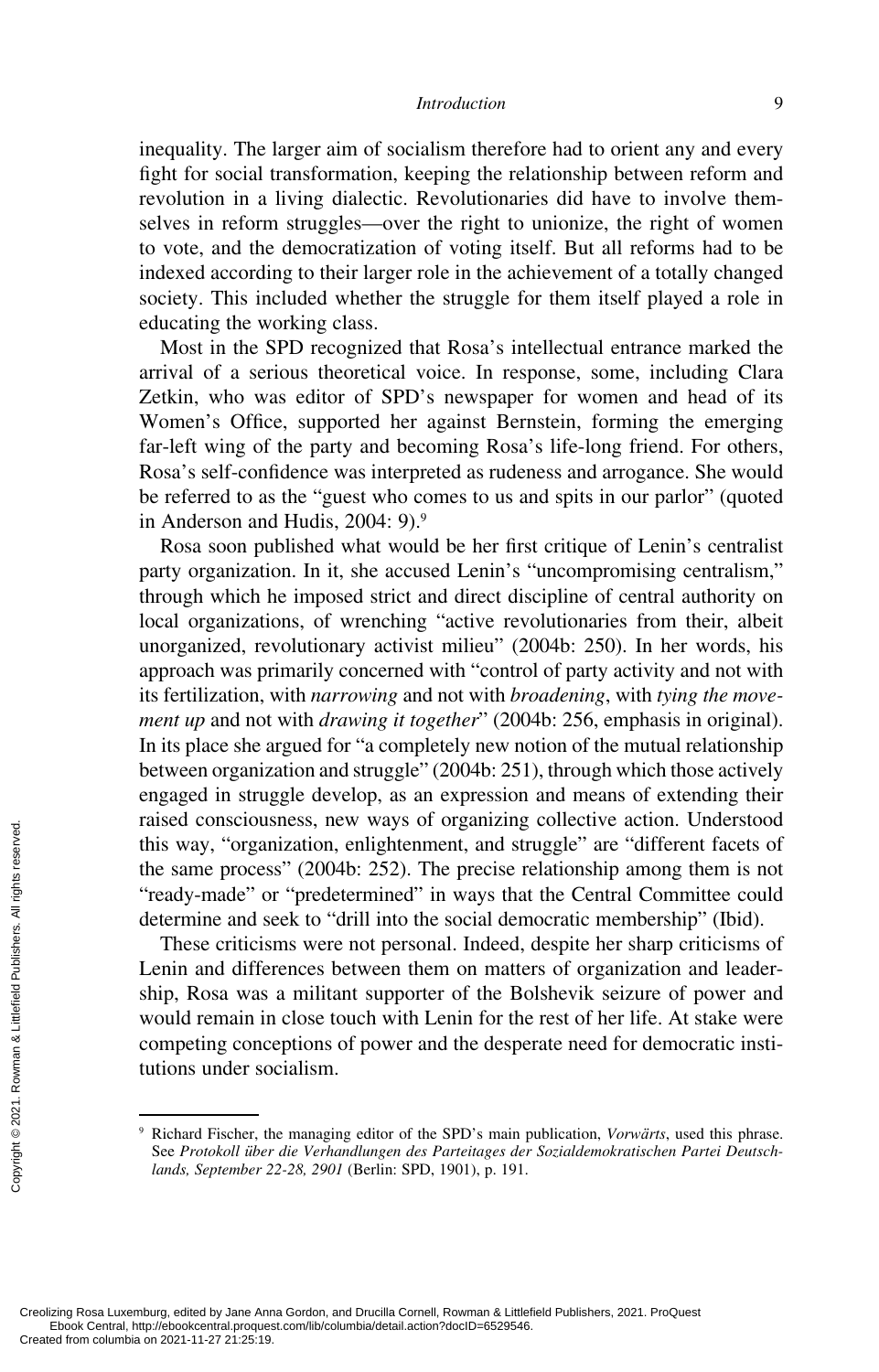inequality. The larger aim of socialism therefore had to orient any and every fight for social transformation, keeping the relationship between reform and revolution in a living dialectic. Revolutionaries did have to involve themselves in reform struggles—over the right to unionize, the right of women to vote, and the democratization of voting itself. But all reforms had to be indexed according to their larger role in the achievement of a totally changed society. This included whether the struggle for them itself played a role in educating the working class.

Most in the SPD recognized that Rosa's intellectual entrance marked the arrival of a serious theoretical voice. In response, some, including Clara Zetkin, who was editor of SPD's newspaper for women and head of its Women's Office, supported her against Bernstein, forming the emerging far-left wing of the party and becoming Rosa's life-long friend. For others, Rosa's self-confidence was interpreted as rudeness and arrogance. She would be referred to as the "guest who comes to us and spits in our parlor" (quoted in Anderson and Hudis, 2004: 9).[9]

Rosa soon published what would be her first critique of Lenin's centralist party organization. In it, she accused Lenin's "uncompromising centralism," through which he imposed strict and direct discipline of central authority on local organizations, of wrenching "active revolutionaries from their, albeit unorganized, revolutionary activist milieu" (2004b: 250). In her words, his approach was primarily concerned with "control of party activity and not with its fertilization, with *narrowing* and not with *broadening*, with *tying the movement up* and not with *drawing it together*" (2004b: 256, emphasis in original). In its place she argued for "a completely new notion of the mutual relationship between organization and struggle" (2004b: 251), through which those actively engaged in struggle develop, as an expression and means of extending their raised consciousness, new ways of organizing collective action. Understood this way, "organization, enlightenment, and struggle" are "different facets of the same process" (2004b: 252). The precise relationship among them is not "ready-made" or "predetermined" in ways that the Central Committee could determine and seek to "drill into the social democratic membership" (Ibid).

These criticisms were not personal. Indeed, despite her sharp criticisms of Lenin and differences between them on matters of organization and leadership, Rosa was a militant supporter of the Bolshevik seizure of power and would remain in close touch with Lenin for the rest of her life. At stake were competing conceptions of power and the desperate need for democratic institutions under socialism.

---

[9] Richard Fischer, the managing editor of the SPD's main publication, *Vorwärts*, used this phrase. See *Protokoll über die Verhandlungen des Parteitages der Sozialdemokratischen Partei Deutschlands, September 22-28, 2901* (Berlin: SPD, 1901), p. 191.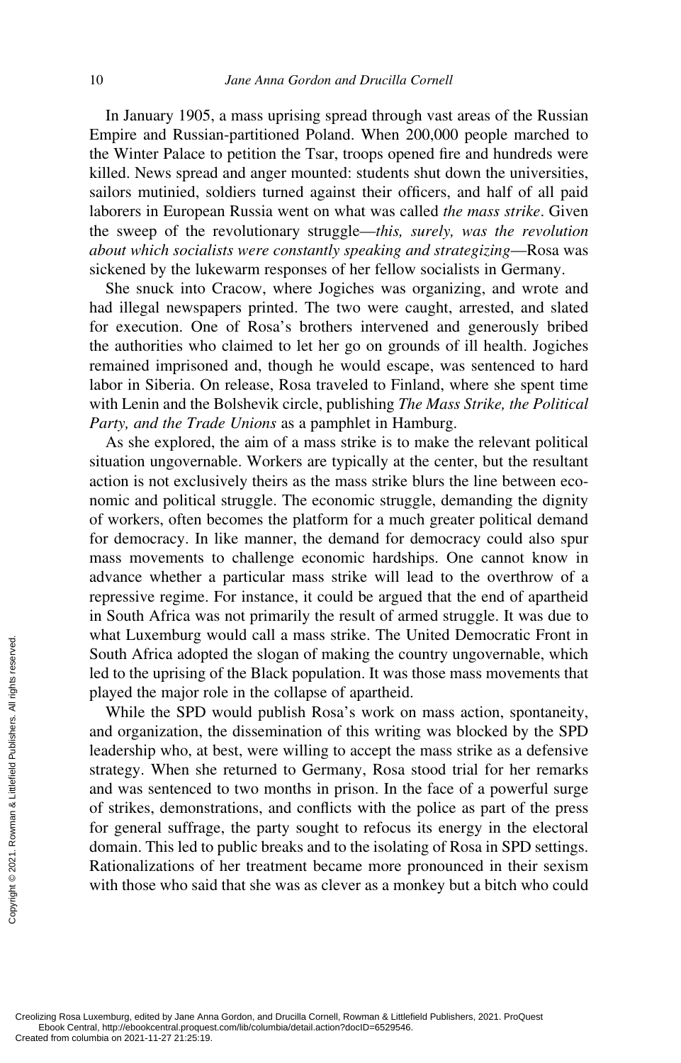In January 1905, a mass uprising spread through vast areas of the Russian Empire and Russian-partitioned Poland. When 200,000 people marched to the Winter Palace to petition the Tsar, troops opened fire and hundreds were killed. News spread and anger mounted: students shut down the universities, sailors mutinied, soldiers turned against their officers, and half of all paid laborers in European Russia went on what was called *the mass strike*. Given the sweep of the revolutionary struggle—*this, surely, was the revolution about which socialists were constantly speaking and strategizing*—Rosa was sickened by the lukewarm responses of her fellow socialists in Germany.

She snuck into Cracow, where Jogiches was organizing, and wrote and had illegal newspapers printed. The two were caught, arrested, and slated for execution. One of Rosa's brothers intervened and generously bribed the authorities who claimed to let her go on grounds of ill health. Jogiches remained imprisoned and, though he would escape, was sentenced to hard labor in Siberia. On release, Rosa traveled to Finland, where she spent time with Lenin and the Bolshevik circle, publishing *The Mass Strike, the Political Party, and the Trade Unions* as a pamphlet in Hamburg.

As she explored, the aim of a mass strike is to make the relevant political situation ungovernable. Workers are typically at the center, but the resultant action is not exclusively theirs as the mass strike blurs the line between economic and political struggle. The economic struggle, demanding the dignity of workers, often becomes the platform for a much greater political demand for democracy. In like manner, the demand for democracy could also spur mass movements to challenge economic hardships. One cannot know in advance whether a particular mass strike will lead to the overthrow of a repressive regime. For instance, it could be argued that the end of apartheid in South Africa was not primarily the result of armed struggle. It was due to what Luxemburg would call a mass strike. The United Democratic Front in South Africa adopted the slogan of making the country ungovernable, which led to the uprising of the Black population. It was those mass movements that played the major role in the collapse of apartheid.

While the SPD would publish Rosa's work on mass action, spontaneity, and organization, the dissemination of this writing was blocked by the SPD leadership who, at best, were willing to accept the mass strike as a defensive strategy. When she returned to Germany, Rosa stood trial for her remarks and was sentenced to two months in prison. In the face of a powerful surge of strikes, demonstrations, and conflicts with the police as part of the press for general suffrage, the party sought to refocus its energy in the electoral domain. This led to public breaks and to the isolating of Rosa in SPD settings. Rationalizations of her treatment became more pronounced in their sexism with those who said that she was as clever as a monkey but a bitch who could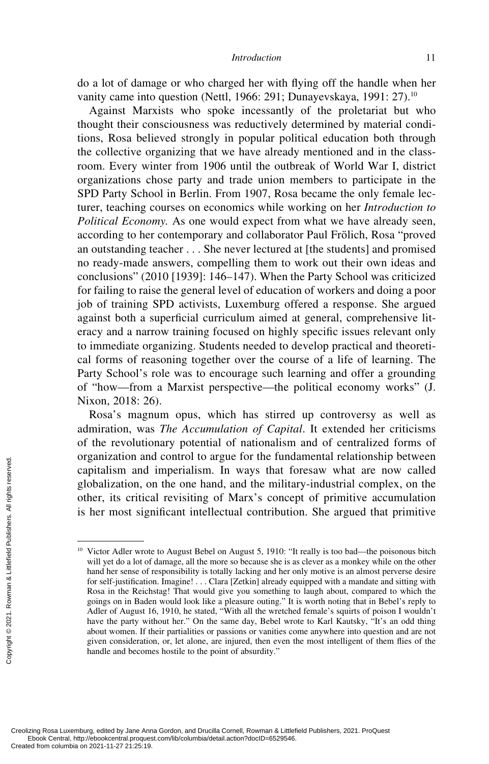do a lot of damage or who charged her with flying off the handle when her vanity came into question (Nettl, 1966: 291; Dunayevskaya, 1991: 27).[10]

Against Marxists who spoke incessantly of the proletariat but who thought their consciousness was reductively determined by material conditions, Rosa believed strongly in popular political education both through the collective organizing that we have already mentioned and in the classroom. Every winter from 1906 until the outbreak of World War I, district organizations chose party and trade union members to participate in the SPD Party School in Berlin. From 1907, Rosa became the only female lecturer, teaching courses on economics while working on her *Introduction to Political Economy.* As one would expect from what we have already seen, according to her contemporary and collaborator Paul Frölich, Rosa "proved an outstanding teacher . . . She never lectured at [the students] and promised no ready-made answers, compelling them to work out their own ideas and conclusions" (2010 [1939]: 146–147). When the Party School was criticized for failing to raise the general level of education of workers and doing a poor job of training SPD activists, Luxemburg offered a response. She argued against both a superficial curriculum aimed at general, comprehensive literacy and a narrow training focused on highly specific issues relevant only to immediate organizing. Students needed to develop practical and theoretical forms of reasoning together over the course of a life of learning. The Party School's role was to encourage such learning and offer a grounding of "how—from a Marxist perspective—the political economy works" (J. Nixon, 2018: 26).

Rosa's magnum opus, which has stirred up controversy as well as admiration, was *The Accumulation of Capital*. It extended her criticisms of the revolutionary potential of nationalism and of centralized forms of organization and control to argue for the fundamental relationship between capitalism and imperialism. In ways that foresaw what are now called globalization, on the one hand, and the military-industrial complex, on the other, its critical revisiting of Marx's concept of primitive accumulation is her most significant intellectual contribution. She argued that primitive

---

[10] Victor Adler wrote to August Bebel on August 5, 1910: "It really is too bad—the poisonous bitch will yet do a lot of damage, all the more so because she is as clever as a monkey while on the other hand her sense of responsibility is totally lacking and her only motive is an almost perverse desire for self-justification. Imagine! . . . Clara [Zetkin] already equipped with a mandate and sitting with Rosa in the Reichstag! That would give you something to laugh about, compared to which the goings on in Baden would look like a pleasure outing." It is worth noting that in Bebel's reply to Adler of August 16, 1910, he stated, "With all the wretched female's squirts of poison I wouldn't have the party without her." On the same day, Bebel wrote to Karl Kautsky, "It's an odd thing about women. If their partialities or passions or vanities come anywhere into question and are not given consideration, or, let alone, are injured, then even the most intelligent of them flies of the handle and becomes hostile to the point of absurdity."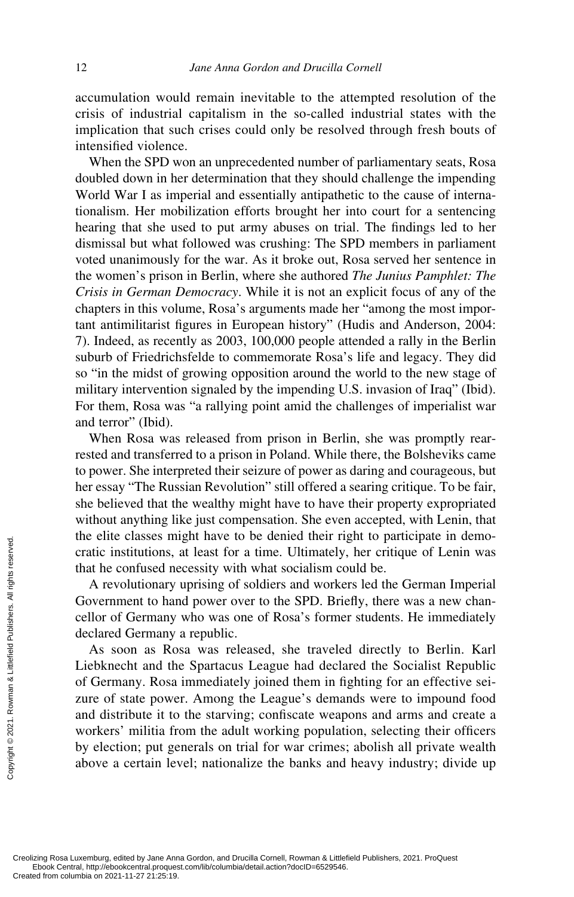accumulation would remain inevitable to the attempted resolution of the crisis of industrial capitalism in the so-called industrial states with the implication that such crises could only be resolved through fresh bouts of intensified violence.

When the SPD won an unprecedented number of parliamentary seats, Rosa doubled down in her determination that they should challenge the impending World War I as imperial and essentially antipathetic to the cause of internationalism. Her mobilization efforts brought her into court for a sentencing hearing that she used to put army abuses on trial. The findings led to her dismissal but what followed was crushing: The SPD members in parliament voted unanimously for the war. As it broke out, Rosa served her sentence in the women's prison in Berlin, where she authored *The Junius Pamphlet: The Crisis in German Democracy*. While it is not an explicit focus of any of the chapters in this volume, Rosa's arguments made her "among the most important antimilitarist figures in European history" (Hudis and Anderson, 2004: 7). Indeed, as recently as 2003, 100,000 people attended a rally in the Berlin suburb of Friedrichsfelde to commemorate Rosa's life and legacy. They did so "in the midst of growing opposition around the world to the new stage of military intervention signaled by the impending U.S. invasion of Iraq" (Ibid). For them, Rosa was "a rallying point amid the challenges of imperialist war and terror" (Ibid).

When Rosa was released from prison in Berlin, she was promptly rearrested and transferred to a prison in Poland. While there, the Bolsheviks came to power. She interpreted their seizure of power as daring and courageous, but her essay "The Russian Revolution" still offered a searing critique. To be fair, she believed that the wealthy might have to have their property expropriated without anything like just compensation. She even accepted, with Lenin, that the elite classes might have to be denied their right to participate in democratic institutions, at least for a time. Ultimately, her critique of Lenin was that he confused necessity with what socialism could be.

A revolutionary uprising of soldiers and workers led the German Imperial Government to hand power over to the SPD. Briefly, there was a new chancellor of Germany who was one of Rosa's former students. He immediately declared Germany a republic.

As soon as Rosa was released, she traveled directly to Berlin. Karl Liebknecht and the Spartacus League had declared the Socialist Republic of Germany. Rosa immediately joined them in fighting for an effective seizure of state power. Among the League's demands were to impound food and distribute it to the starving; confiscate weapons and arms and create a workers' militia from the adult working population, selecting their officers by election; put generals on trial for war crimes; abolish all private wealth above a certain level; nationalize the banks and heavy industry; divide up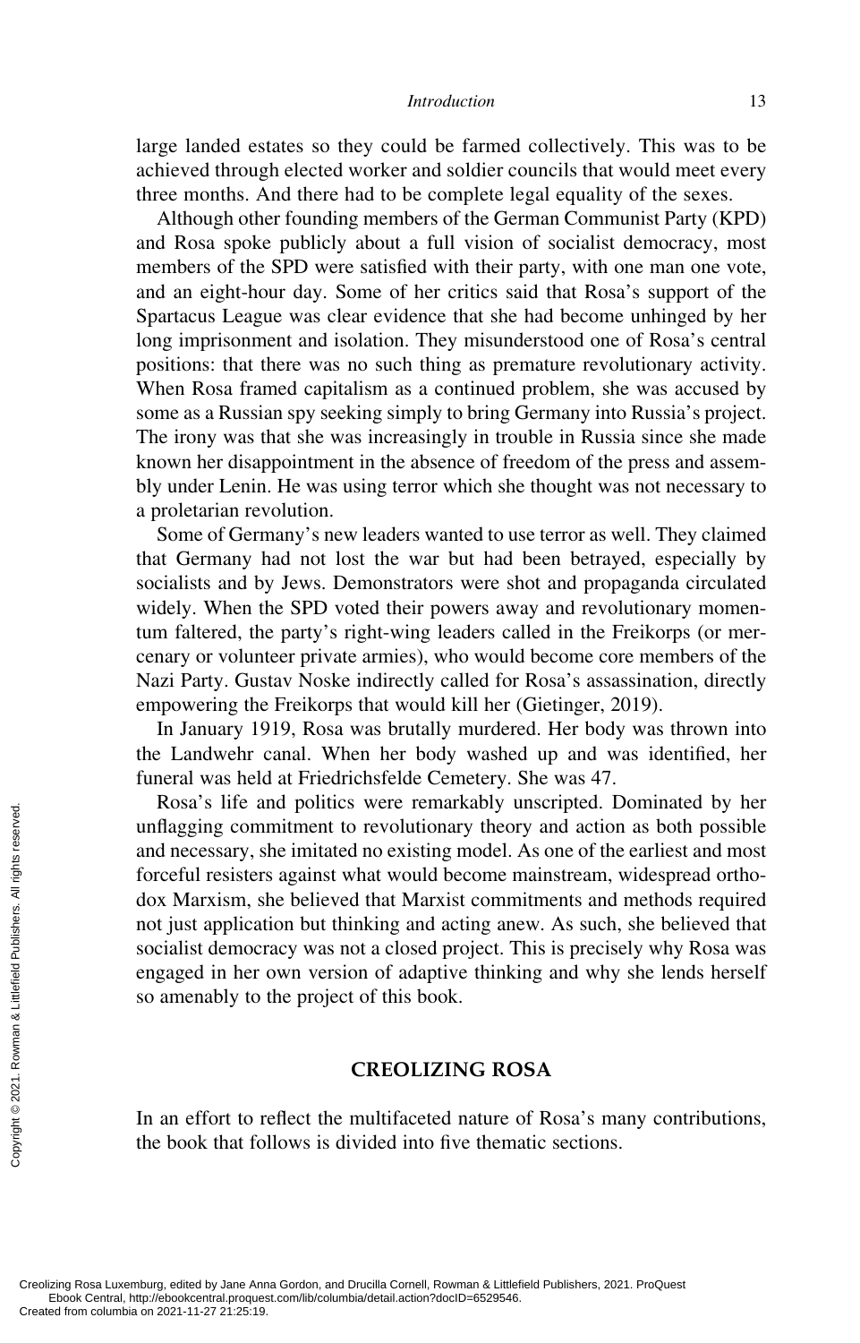large landed estates so they could be farmed collectively. This was to be achieved through elected worker and soldier councils that would meet every three months. And there had to be complete legal equality of the sexes.

Although other founding members of the German Communist Party (KPD) and Rosa spoke publicly about a full vision of socialist democracy, most members of the SPD were satisfied with their party, with one man one vote, and an eight-hour day. Some of her critics said that Rosa's support of the Spartacus League was clear evidence that she had become unhinged by her long imprisonment and isolation. They misunderstood one of Rosa's central positions: that there was no such thing as premature revolutionary activity. When Rosa framed capitalism as a continued problem, she was accused by some as a Russian spy seeking simply to bring Germany into Russia's project. The irony was that she was increasingly in trouble in Russia since she made known her disappointment in the absence of freedom of the press and assembly under Lenin. He was using terror which she thought was not necessary to a proletarian revolution.

Some of Germany's new leaders wanted to use terror as well. They claimed that Germany had not lost the war but had been betrayed, especially by socialists and by Jews. Demonstrators were shot and propaganda circulated widely. When the SPD voted their powers away and revolutionary momentum faltered, the party's right-wing leaders called in the Freikorps (or mercenary or volunteer private armies), who would become core members of the Nazi Party. Gustav Noske indirectly called for Rosa's assassination, directly empowering the Freikorps that would kill her (Gietinger, 2019).

In January 1919, Rosa was brutally murdered. Her body was thrown into the Landwehr canal. When her body washed up and was identified, her funeral was held at Friedrichsfelde Cemetery. She was 47.

Rosa's life and politics were remarkably unscripted. Dominated by her unflagging commitment to revolutionary theory and action as both possible and necessary, she imitated no existing model. As one of the earliest and most forceful resisters against what would become mainstream, widespread orthodox Marxism, she believed that Marxist commitments and methods required not just application but thinking and acting anew. As such, she believed that socialist democracy was not a closed project. This is precisely why Rosa was engaged in her own version of adaptive thinking and why she lends herself so amenably to the project of this book.

## CREOLIZING ROSA

In an effort to reflect the multifaceted nature of Rosa's many contributions, the book that follows is divided into five thematic sections.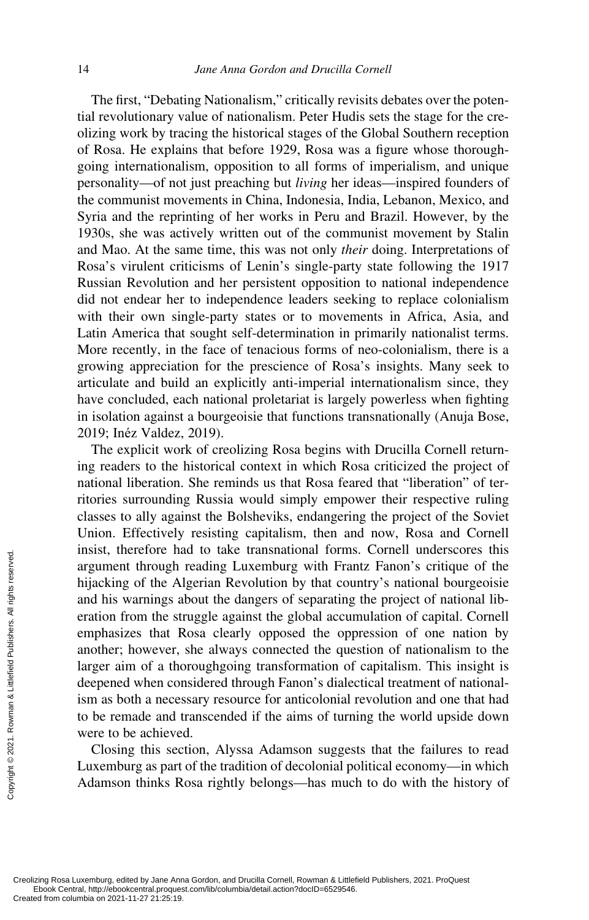The first, "Debating Nationalism," critically revisits debates over the potential revolutionary value of nationalism. Peter Hudis sets the stage for the creolizing work by tracing the historical stages of the Global Southern reception of Rosa. He explains that before 1929, Rosa was a figure whose thoroughgoing internationalism, opposition to all forms of imperialism, and unique personality—of not just preaching but *living* her ideas—inspired founders of the communist movements in China, Indonesia, India, Lebanon, Mexico, and Syria and the reprinting of her works in Peru and Brazil. However, by the 1930s, she was actively written out of the communist movement by Stalin and Mao. At the same time, this was not only *their* doing. Interpretations of Rosa's virulent criticisms of Lenin's single-party state following the 1917 Russian Revolution and her persistent opposition to national independence did not endear her to independence leaders seeking to replace colonialism with their own single-party states or to movements in Africa, Asia, and Latin America that sought self-determination in primarily nationalist terms. More recently, in the face of tenacious forms of neo-colonialism, there is a growing appreciation for the prescience of Rosa's insights. Many seek to articulate and build an explicitly anti-imperial internationalism since, they have concluded, each national proletariat is largely powerless when fighting in isolation against a bourgeoisie that functions transnationally (Anuja Bose, 2019; Inéz Valdez, 2019).

The explicit work of creolizing Rosa begins with Drucilla Cornell returning readers to the historical context in which Rosa criticized the project of national liberation. She reminds us that Rosa feared that "liberation" of territories surrounding Russia would simply empower their respective ruling classes to ally against the Bolsheviks, endangering the project of the Soviet Union. Effectively resisting capitalism, then and now, Rosa and Cornell insist, therefore had to take transnational forms. Cornell underscores this argument through reading Luxemburg with Frantz Fanon's critique of the hijacking of the Algerian Revolution by that country's national bourgeoisie and his warnings about the dangers of separating the project of national liberation from the struggle against the global accumulation of capital. Cornell emphasizes that Rosa clearly opposed the oppression of one nation by another; however, she always connected the question of nationalism to the larger aim of a thoroughgoing transformation of capitalism. This insight is deepened when considered through Fanon's dialectical treatment of nationalism as both a necessary resource for anticolonial revolution and one that had to be remade and transcended if the aims of turning the world upside down were to be achieved.

Closing this section, Alyssa Adamson suggests that the failures to read Luxemburg as part of the tradition of decolonial political economy—in which Adamson thinks Rosa rightly belongs—has much to do with the history of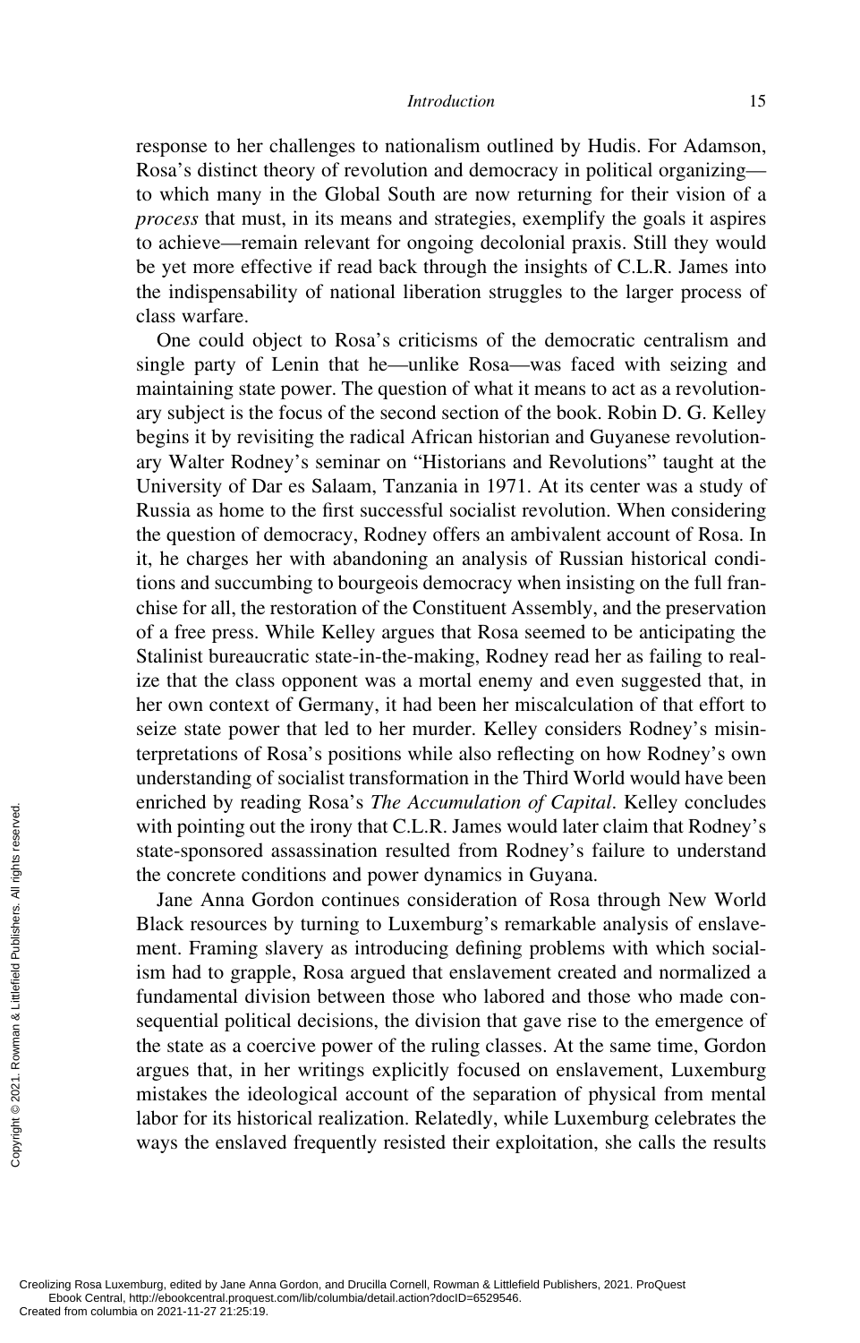response to her challenges to nationalism outlined by Hudis. For Adamson, Rosa's distinct theory of revolution and democracy in political organizing—to which many in the Global South are now returning for their vision of a *process* that must, in its means and strategies, exemplify the goals it aspires to achieve—remain relevant for ongoing decolonial praxis. Still they would be yet more effective if read back through the insights of C.L.R. James into the indispensability of national liberation struggles to the larger process of class warfare.

One could object to Rosa's criticisms of the democratic centralism and single party of Lenin that he—unlike Rosa—was faced with seizing and maintaining state power. The question of what it means to act as a revolutionary subject is the focus of the second section of the book. Robin D. G. Kelley begins it by revisiting the radical African historian and Guyanese revolutionary Walter Rodney's seminar on "Historians and Revolutions" taught at the University of Dar es Salaam, Tanzania in 1971. At its center was a study of Russia as home to the first successful socialist revolution. When considering the question of democracy, Rodney offers an ambivalent account of Rosa. In it, he charges her with abandoning an analysis of Russian historical conditions and succumbing to bourgeois democracy when insisting on the full franchise for all, the restoration of the Constituent Assembly, and the preservation of a free press. While Kelley argues that Rosa seemed to be anticipating the Stalinist bureaucratic state-in-the-making, Rodney read her as failing to realize that the class opponent was a mortal enemy and even suggested that, in her own context of Germany, it had been her miscalculation of that effort to seize state power that led to her murder. Kelley considers Rodney's misinterpretations of Rosa's positions while also reflecting on how Rodney's own understanding of socialist transformation in the Third World would have been enriched by reading Rosa's *The Accumulation of Capital*. Kelley concludes with pointing out the irony that C.L.R. James would later claim that Rodney's state-sponsored assassination resulted from Rodney's failure to understand the concrete conditions and power dynamics in Guyana.

Jane Anna Gordon continues consideration of Rosa through New World Black resources by turning to Luxemburg's remarkable analysis of enslavement. Framing slavery as introducing defining problems with which socialism had to grapple, Rosa argued that enslavement created and normalized a fundamental division between those who labored and those who made consequential political decisions, the division that gave rise to the emergence of the state as a coercive power of the ruling classes. At the same time, Gordon argues that, in her writings explicitly focused on enslavement, Luxemburg mistakes the ideological account of the separation of physical from mental labor for its historical realization. Relatedly, while Luxemburg celebrates the ways the enslaved frequently resisted their exploitation, she calls the results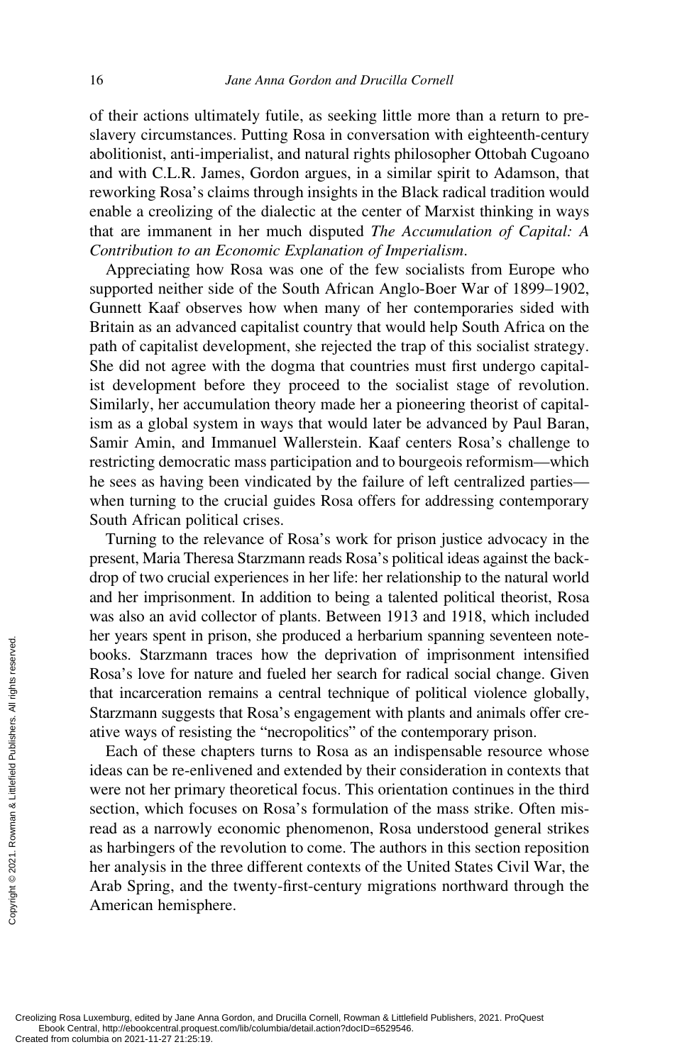of their actions ultimately futile, as seeking little more than a return to pre-slavery circumstances. Putting Rosa in conversation with eighteenth-century abolitionist, anti-imperialist, and natural rights philosopher Ottobah Cugoano and with C.L.R. James, Gordon argues, in a similar spirit to Adamson, that reworking Rosa's claims through insights in the Black radical tradition would enable a creolizing of the dialectic at the center of Marxist thinking in ways that are immanent in her much disputed *The Accumulation of Capital: A Contribution to an Economic Explanation of Imperialism*.

Appreciating how Rosa was one of the few socialists from Europe who supported neither side of the South African Anglo-Boer War of 1899–1902, Gunnett Kaaf observes how when many of her contemporaries sided with Britain as an advanced capitalist country that would help South Africa on the path of capitalist development, she rejected the trap of this socialist strategy. She did not agree with the dogma that countries must first undergo capitalist development before they proceed to the socialist stage of revolution. Similarly, her accumulation theory made her a pioneering theorist of capitalism as a global system in ways that would later be advanced by Paul Baran, Samir Amin, and Immanuel Wallerstein. Kaaf centers Rosa's challenge to restricting democratic mass participation and to bourgeois reformism—which he sees as having been vindicated by the failure of left centralized parties—when turning to the crucial guides Rosa offers for addressing contemporary South African political crises.

Turning to the relevance of Rosa's work for prison justice advocacy in the present, Maria Theresa Starzmann reads Rosa's political ideas against the backdrop of two crucial experiences in her life: her relationship to the natural world and her imprisonment. In addition to being a talented political theorist, Rosa was also an avid collector of plants. Between 1913 and 1918, which included her years spent in prison, she produced a herbarium spanning seventeen notebooks. Starzmann traces how the deprivation of imprisonment intensified Rosa's love for nature and fueled her search for radical social change. Given that incarceration remains a central technique of political violence globally, Starzmann suggests that Rosa's engagement with plants and animals offer creative ways of resisting the "necropolitics" of the contemporary prison.

Each of these chapters turns to Rosa as an indispensable resource whose ideas can be re-enlivened and extended by their consideration in contexts that were not her primary theoretical focus. This orientation continues in the third section, which focuses on Rosa's formulation of the mass strike. Often misread as a narrowly economic phenomenon, Rosa understood general strikes as harbingers of the revolution to come. The authors in this section reposition her analysis in the three different contexts of the United States Civil War, the Arab Spring, and the twenty-first-century migrations northward through the American hemisphere.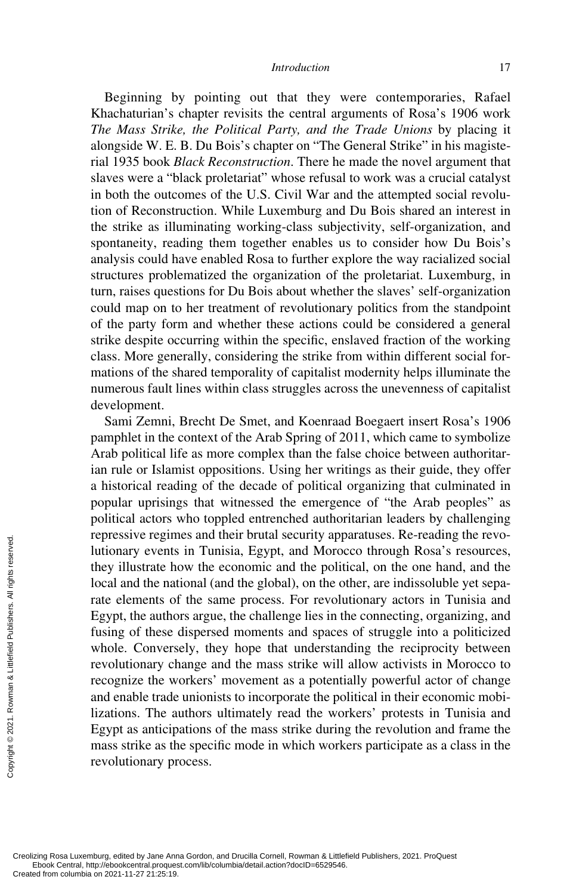Beginning by pointing out that they were contemporaries, Rafael Khachaturian's chapter revisits the central arguments of Rosa's 1906 work *The Mass Strike, the Political Party, and the Trade Unions* by placing it alongside W. E. B. Du Bois's chapter on "The General Strike" in his magisterial 1935 book *Black Reconstruction*. There he made the novel argument that slaves were a "black proletariat" whose refusal to work was a crucial catalyst in both the outcomes of the U.S. Civil War and the attempted social revolution of Reconstruction. While Luxemburg and Du Bois shared an interest in the strike as illuminating working-class subjectivity, self-organization, and spontaneity, reading them together enables us to consider how Du Bois's analysis could have enabled Rosa to further explore the way racialized social structures problematized the organization of the proletariat. Luxemburg, in turn, raises questions for Du Bois about whether the slaves' self-organization could map on to her treatment of revolutionary politics from the standpoint of the party form and whether these actions could be considered a general strike despite occurring within the specific, enslaved fraction of the working class. More generally, considering the strike from within different social formations of the shared temporality of capitalist modernity helps illuminate the numerous fault lines within class struggles across the unevenness of capitalist development.

Sami Zemni, Brecht De Smet, and Koenraad Boegaert insert Rosa's 1906 pamphlet in the context of the Arab Spring of 2011, which came to symbolize Arab political life as more complex than the false choice between authoritarian rule or Islamist oppositions. Using her writings as their guide, they offer a historical reading of the decade of political organizing that culminated in popular uprisings that witnessed the emergence of "the Arab peoples" as political actors who toppled entrenched authoritarian leaders by challenging repressive regimes and their brutal security apparatuses. Re-reading the revolutionary events in Tunisia, Egypt, and Morocco through Rosa's resources, they illustrate how the economic and the political, on the one hand, and the local and the national (and the global), on the other, are indissoluble yet separate elements of the same process. For revolutionary actors in Tunisia and Egypt, the authors argue, the challenge lies in the connecting, organizing, and fusing of these dispersed moments and spaces of struggle into a politicized whole. Conversely, they hope that understanding the reciprocity between revolutionary change and the mass strike will allow activists in Morocco to recognize the workers' movement as a potentially powerful actor of change and enable trade unionists to incorporate the political in their economic mobilizations. The authors ultimately read the workers' protests in Tunisia and Egypt as anticipations of the mass strike during the revolution and frame the mass strike as the specific mode in which workers participate as a class in the revolutionary process.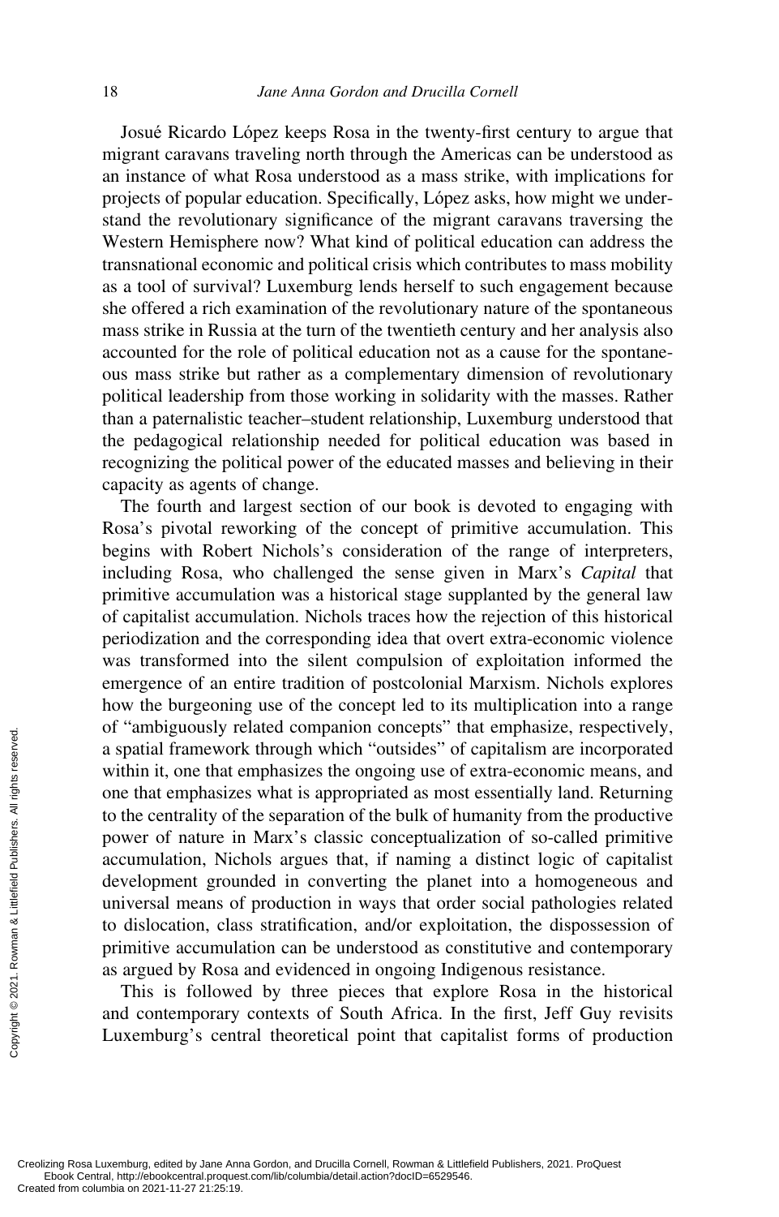Josué Ricardo López keeps Rosa in the twenty-first century to argue that migrant caravans traveling north through the Americas can be understood as an instance of what Rosa understood as a mass strike, with implications for projects of popular education. Specifically, López asks, how might we understand the revolutionary significance of the migrant caravans traversing the Western Hemisphere now? What kind of political education can address the transnational economic and political crisis which contributes to mass mobility as a tool of survival? Luxemburg lends herself to such engagement because she offered a rich examination of the revolutionary nature of the spontaneous mass strike in Russia at the turn of the twentieth century and her analysis also accounted for the role of political education not as a cause for the spontaneous mass strike but rather as a complementary dimension of revolutionary political leadership from those working in solidarity with the masses. Rather than a paternalistic teacher–student relationship, Luxemburg understood that the pedagogical relationship needed for political education was based in recognizing the political power of the educated masses and believing in their capacity as agents of change.

The fourth and largest section of our book is devoted to engaging with Rosa's pivotal reworking of the concept of primitive accumulation. This begins with Robert Nichols's consideration of the range of interpreters, including Rosa, who challenged the sense given in Marx's *Capital* that primitive accumulation was a historical stage supplanted by the general law of capitalist accumulation. Nichols traces how the rejection of this historical periodization and the corresponding idea that overt extra-economic violence was transformed into the silent compulsion of exploitation informed the emergence of an entire tradition of postcolonial Marxism. Nichols explores how the burgeoning use of the concept led to its multiplication into a range of "ambiguously related companion concepts" that emphasize, respectively, a spatial framework through which "outsides" of capitalism are incorporated within it, one that emphasizes the ongoing use of extra-economic means, and one that emphasizes what is appropriated as most essentially land. Returning to the centrality of the separation of the bulk of humanity from the productive power of nature in Marx's classic conceptualization of so-called primitive accumulation, Nichols argues that, if naming a distinct logic of capitalist development grounded in converting the planet into a homogeneous and universal means of production in ways that order social pathologies related to dislocation, class stratification, and/or exploitation, the dispossession of primitive accumulation can be understood as constitutive and contemporary as argued by Rosa and evidenced in ongoing Indigenous resistance.

This is followed by three pieces that explore Rosa in the historical and contemporary contexts of South Africa. In the first, Jeff Guy revisits Luxemburg's central theoretical point that capitalist forms of production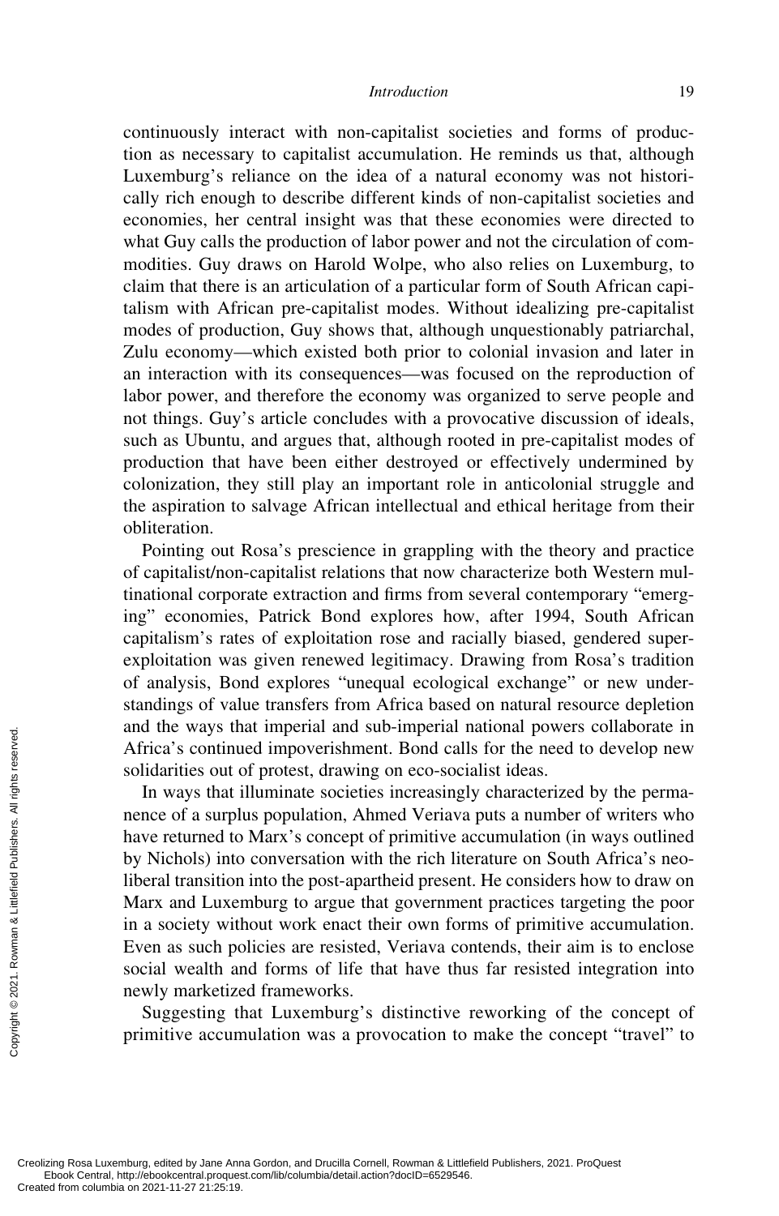continuously interact with non-capitalist societies and forms of production as necessary to capitalist accumulation. He reminds us that, although Luxemburg's reliance on the idea of a natural economy was not historically rich enough to describe different kinds of non-capitalist societies and economies, her central insight was that these economies were directed to what Guy calls the production of labor power and not the circulation of commodities. Guy draws on Harold Wolpe, who also relies on Luxemburg, to claim that there is an articulation of a particular form of South African capitalism with African pre-capitalist modes. Without idealizing pre-capitalist modes of production, Guy shows that, although unquestionably patriarchal, Zulu economy—which existed both prior to colonial invasion and later in an interaction with its consequences—was focused on the reproduction of labor power, and therefore the economy was organized to serve people and not things. Guy's article concludes with a provocative discussion of ideals, such as Ubuntu, and argues that, although rooted in pre-capitalist modes of production that have been either destroyed or effectively undermined by colonization, they still play an important role in anticolonial struggle and the aspiration to salvage African intellectual and ethical heritage from their obliteration.

Pointing out Rosa's prescience in grappling with the theory and practice of capitalist/non-capitalist relations that now characterize both Western multinational corporate extraction and firms from several contemporary "emerging" economies, Patrick Bond explores how, after 1994, South African capitalism's rates of exploitation rose and racially biased, gendered superexploitation was given renewed legitimacy. Drawing from Rosa's tradition of analysis, Bond explores "unequal ecological exchange" or new understandings of value transfers from Africa based on natural resource depletion and the ways that imperial and sub-imperial national powers collaborate in Africa's continued impoverishment. Bond calls for the need to develop new solidarities out of protest, drawing on eco-socialist ideas.

In ways that illuminate societies increasingly characterized by the permanence of a surplus population, Ahmed Veriava puts a number of writers who have returned to Marx's concept of primitive accumulation (in ways outlined by Nichols) into conversation with the rich literature on South Africa's neoliberal transition into the post-apartheid present. He considers how to draw on Marx and Luxemburg to argue that government practices targeting the poor in a society without work enact their own forms of primitive accumulation. Even as such policies are resisted, Veriava contends, their aim is to enclose social wealth and forms of life that have thus far resisted integration into newly marketized frameworks.

Suggesting that Luxemburg's distinctive reworking of the concept of primitive accumulation was a provocation to make the concept "travel" to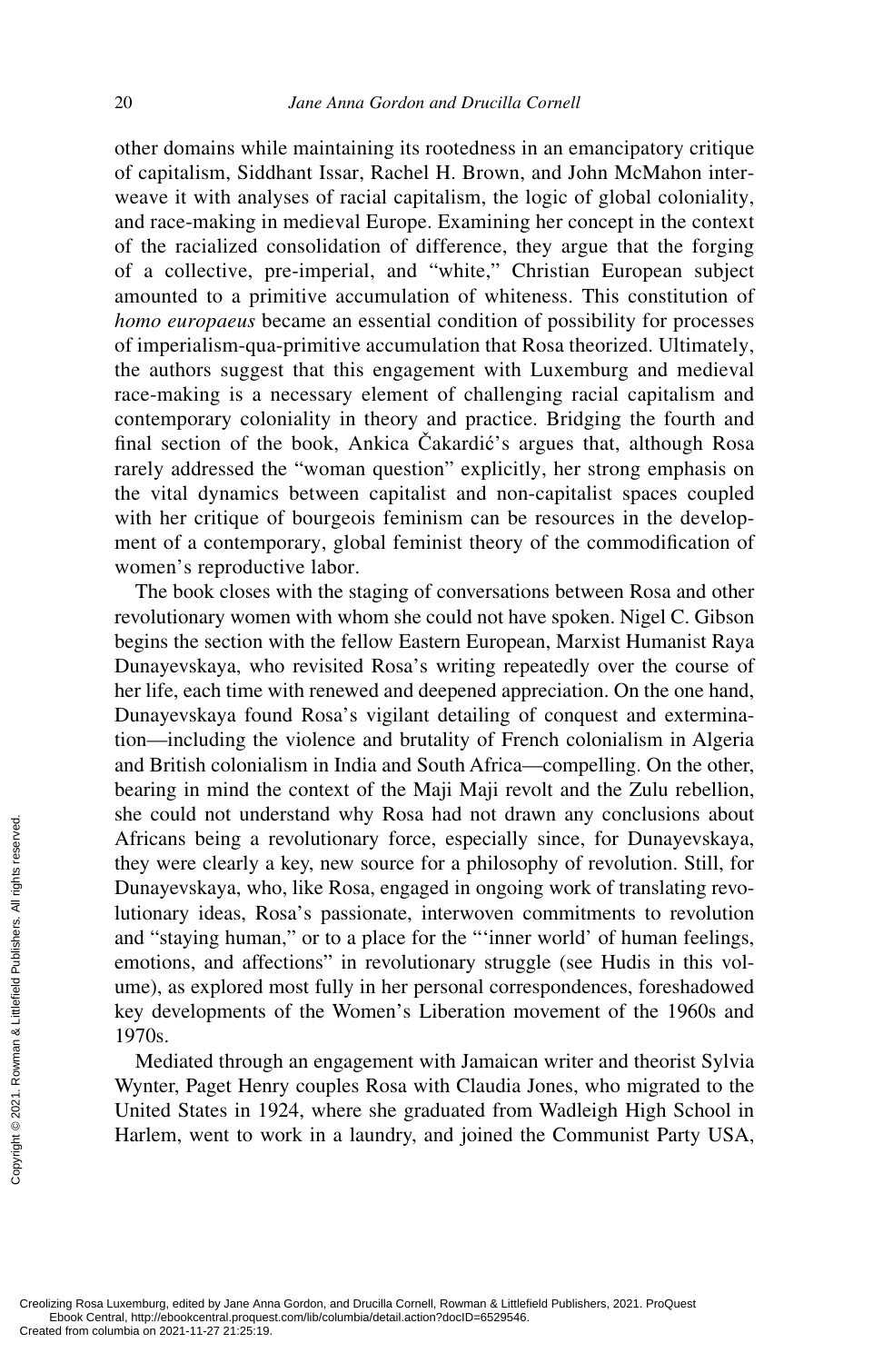other domains while maintaining its rootedness in an emancipatory critique of capitalism, Siddhant Issar, Rachel H. Brown, and John McMahon interweave it with analyses of racial capitalism, the logic of global coloniality, and race-making in medieval Europe. Examining her concept in the context of the racialized consolidation of difference, they argue that the forging of a collective, pre-imperial, and "white," Christian European subject amounted to a primitive accumulation of whiteness. This constitution of *homo europaeus* became an essential condition of possibility for processes of imperialism-qua-primitive accumulation that Rosa theorized. Ultimately, the authors suggest that this engagement with Luxemburg and medieval race-making is a necessary element of challenging racial capitalism and contemporary coloniality in theory and practice. Bridging the fourth and final section of the book, Ankica Čakardić's argues that, although Rosa rarely addressed the "woman question" explicitly, her strong emphasis on the vital dynamics between capitalist and non-capitalist spaces coupled with her critique of bourgeois feminism can be resources in the development of a contemporary, global feminist theory of the commodification of women's reproductive labor.

The book closes with the staging of conversations between Rosa and other revolutionary women with whom she could not have spoken. Nigel C. Gibson begins the section with the fellow Eastern European, Marxist Humanist Raya Dunayevskaya, who revisited Rosa's writing repeatedly over the course of her life, each time with renewed and deepened appreciation. On the one hand, Dunayevskaya found Rosa's vigilant detailing of conquest and extermination—including the violence and brutality of French colonialism in Algeria and British colonialism in India and South Africa—compelling. On the other, bearing in mind the context of the Maji Maji revolt and the Zulu rebellion, she could not understand why Rosa had not drawn any conclusions about Africans being a revolutionary force, especially since, for Dunayevskaya, they were clearly a key, new source for a philosophy of revolution. Still, for Dunayevskaya, who, like Rosa, engaged in ongoing work of translating revolutionary ideas, Rosa's passionate, interwoven commitments to revolution and "staying human," or to a place for the "'inner world' of human feelings, emotions, and affections" in revolutionary struggle (see Hudis in this volume), as explored most fully in her personal correspondences, foreshadowed key developments of the Women's Liberation movement of the 1960s and 1970s.

Mediated through an engagement with Jamaican writer and theorist Sylvia Wynter, Paget Henry couples Rosa with Claudia Jones, who migrated to the United States in 1924, where she graduated from Wadleigh High School in Harlem, went to work in a laundry, and joined the Communist Party USA,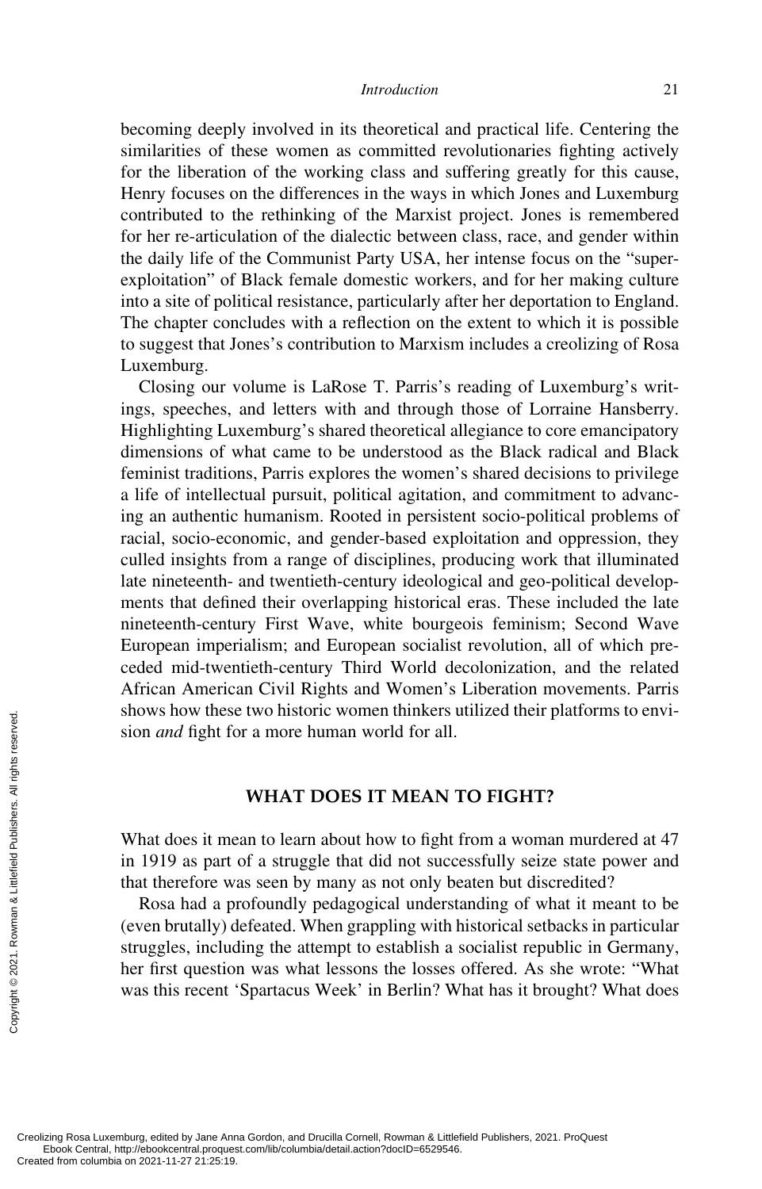becoming deeply involved in its theoretical and practical life. Centering the similarities of these women as committed revolutionaries fighting actively for the liberation of the working class and suffering greatly for this cause, Henry focuses on the differences in the ways in which Jones and Luxemburg contributed to the rethinking of the Marxist project. Jones is remembered for her re-articulation of the dialectic between class, race, and gender within the daily life of the Communist Party USA, her intense focus on the "super-exploitation" of Black female domestic workers, and for her making culture into a site of political resistance, particularly after her deportation to England. The chapter concludes with a reflection on the extent to which it is possible to suggest that Jones's contribution to Marxism includes a creolizing of Rosa Luxemburg.

Closing our volume is LaRose T. Parris's reading of Luxemburg's writings, speeches, and letters with and through those of Lorraine Hansberry. Highlighting Luxemburg's shared theoretical allegiance to core emancipatory dimensions of what came to be understood as the Black radical and Black feminist traditions, Parris explores the women's shared decisions to privilege a life of intellectual pursuit, political agitation, and commitment to advancing an authentic humanism. Rooted in persistent socio-political problems of racial, socio-economic, and gender-based exploitation and oppression, they culled insights from a range of disciplines, producing work that illuminated late nineteenth- and twentieth-century ideological and geo-political developments that defined their overlapping historical eras. These included the late nineteenth-century First Wave, white bourgeois feminism; Second Wave European imperialism; and European socialist revolution, all of which preceded mid-twentieth-century Third World decolonization, and the related African American Civil Rights and Women's Liberation movements. Parris shows how these two historic women thinkers utilized their platforms to envision *and* fight for a more human world for all.

## WHAT DOES IT MEAN TO FIGHT?

What does it mean to learn about how to fight from a woman murdered at 47 in 1919 as part of a struggle that did not successfully seize state power and that therefore was seen by many as not only beaten but discredited?

Rosa had a profoundly pedagogical understanding of what it meant to be (even brutally) defeated. When grappling with historical setbacks in particular struggles, including the attempt to establish a socialist republic in Germany, her first question was what lessons the losses offered. As she wrote: "What was this recent 'Spartacus Week' in Berlin? What has it brought? What does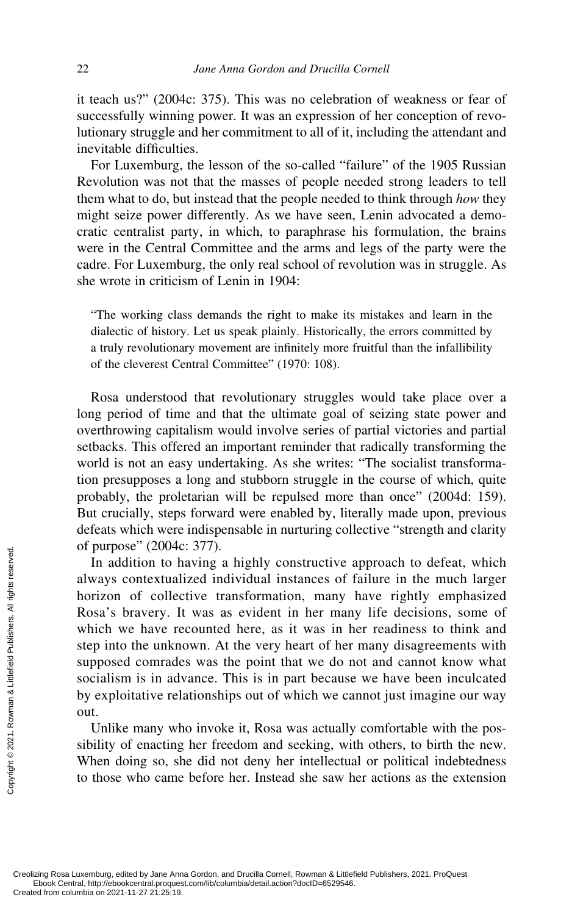it teach us?" (2004c: 375). This was no celebration of weakness or fear of successfully winning power. It was an expression of her conception of revolutionary struggle and her commitment to all of it, including the attendant and inevitable difficulties.

For Luxemburg, the lesson of the so-called "failure" of the 1905 Russian Revolution was not that the masses of people needed strong leaders to tell them what to do, but instead that the people needed to think through *how* they might seize power differently. As we have seen, Lenin advocated a democratic centralist party, in which, to paraphrase his formulation, the brains were in the Central Committee and the arms and legs of the party were the cadre. For Luxemburg, the only real school of revolution was in struggle. As she wrote in criticism of Lenin in 1904:

> "The working class demands the right to make its mistakes and learn in the dialectic of history. Let us speak plainly. Historically, the errors committed by a truly revolutionary movement are infinitely more fruitful than the infallibility of the cleverest Central Committee" (1970: 108).

Rosa understood that revolutionary struggles would take place over a long period of time and that the ultimate goal of seizing state power and overthrowing capitalism would involve series of partial victories and partial setbacks. This offered an important reminder that radically transforming the world is not an easy undertaking. As she writes: "The socialist transformation presupposes a long and stubborn struggle in the course of which, quite probably, the proletarian will be repulsed more than once" (2004d: 159). But crucially, steps forward were enabled by, literally made upon, previous defeats which were indispensable in nurturing collective "strength and clarity of purpose" (2004c: 377).

In addition to having a highly constructive approach to defeat, which always contextualized individual instances of failure in the much larger horizon of collective transformation, many have rightly emphasized Rosa's bravery. It was as evident in her many life decisions, some of which we have recounted here, as it was in her readiness to think and step into the unknown. At the very heart of her many disagreements with supposed comrades was the point that we do not and cannot know what socialism is in advance. This is in part because we have been inculcated by exploitative relationships out of which we cannot just imagine our way out.

Unlike many who invoke it, Rosa was actually comfortable with the possibility of enacting her freedom and seeking, with others, to birth the new. When doing so, she did not deny her intellectual or political indebtedness to those who came before her. Instead she saw her actions as the extension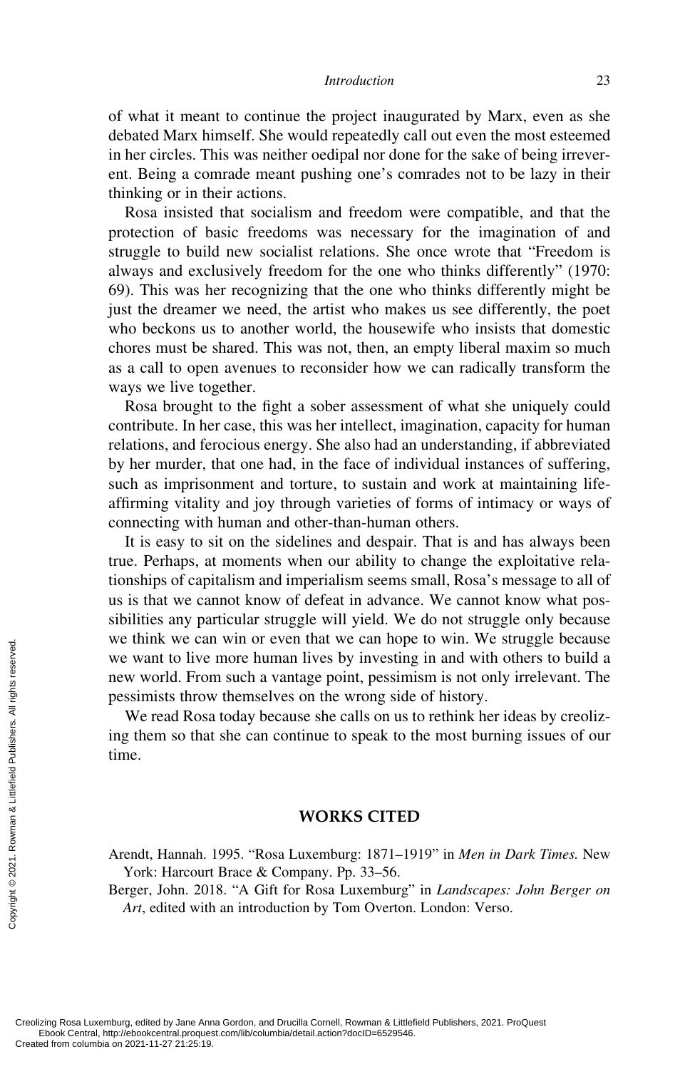of what it meant to continue the project inaugurated by Marx, even as she debated Marx himself. She would repeatedly call out even the most esteemed in her circles. This was neither oedipal nor done for the sake of being irreverent. Being a comrade meant pushing one's comrades not to be lazy in their thinking or in their actions.

Rosa insisted that socialism and freedom were compatible, and that the protection of basic freedoms was necessary for the imagination of and struggle to build new socialist relations. She once wrote that "Freedom is always and exclusively freedom for the one who thinks differently" (1970: 69). This was her recognizing that the one who thinks differently might be just the dreamer we need, the artist who makes us see differently, the poet who beckons us to another world, the housewife who insists that domestic chores must be shared. This was not, then, an empty liberal maxim so much as a call to open avenues to reconsider how we can radically transform the ways we live together.

Rosa brought to the fight a sober assessment of what she uniquely could contribute. In her case, this was her intellect, imagination, capacity for human relations, and ferocious energy. She also had an understanding, if abbreviated by her murder, that one had, in the face of individual instances of suffering, such as imprisonment and torture, to sustain and work at maintaining life-affirming vitality and joy through varieties of forms of intimacy or ways of connecting with human and other-than-human others.

It is easy to sit on the sidelines and despair. That is and has always been true. Perhaps, at moments when our ability to change the exploitative relationships of capitalism and imperialism seems small, Rosa's message to all of us is that we cannot know of defeat in advance. We cannot know what possibilities any particular struggle will yield. We do not struggle only because we think we can win or even that we can hope to win. We struggle because we want to live more human lives by investing in and with others to build a new world. From such a vantage point, pessimism is not only irrelevant. The pessimists throw themselves on the wrong side of history.

We read Rosa today because she calls on us to rethink her ideas by creolizing them so that she can continue to speak to the most burning issues of our time.

## WORKS CITED

Arendt, Hannah. 1995. "Rosa Luxemburg: 1871–1919" in *Men in Dark Times.* New York: Harcourt Brace & Company. Pp. 33–56.

Berger, John. 2018. "A Gift for Rosa Luxemburg" in *Landscapes: John Berger on Art*, edited with an introduction by Tom Overton. London: Verso.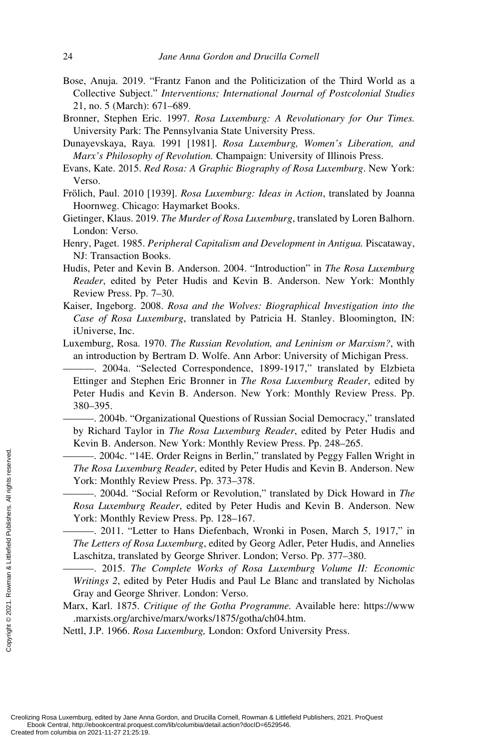Bose, Anuja. 2019. "Frantz Fanon and the Politicization of the Third World as a Collective Subject." *Interventions; International Journal of Postcolonial Studies* 21, no. 5 (March): 671–689.

Bronner, Stephen Eric. 1997. *Rosa Luxemburg: A Revolutionary for Our Times.* University Park: The Pennsylvania State University Press.

Dunayevskaya, Raya. 1991 [1981]. *Rosa Luxemburg, Women's Liberation, and Marx's Philosophy of Revolution.* Champaign: University of Illinois Press.

Evans, Kate. 2015. *Red Rosa: A Graphic Biography of Rosa Luxemburg*. New York: Verso.

Frölich, Paul. 2010 [1939]. *Rosa Luxemburg: Ideas in Action*, translated by Joanna Hoornweg. Chicago: Haymarket Books.

Gietinger, Klaus. 2019. *The Murder of Rosa Luxemburg*, translated by Loren Balhorn. London: Verso.

Henry, Paget. 1985. *Peripheral Capitalism and Development in Antigua.* Piscataway, NJ: Transaction Books.

Hudis, Peter and Kevin B. Anderson. 2004. "Introduction" in *The Rosa Luxemburg Reader*, edited by Peter Hudis and Kevin B. Anderson. New York: Monthly Review Press. Pp. 7–30.

Kaiser, Ingeborg. 2008. *Rosa and the Wolves: Biographical Investigation into the Case of Rosa Luxemburg*, translated by Patricia H. Stanley. Bloomington, IN: iUniverse, Inc.

Luxemburg, Rosa. 1970. *The Russian Revolution, and Leninism or Marxism?*, with an introduction by Bertram D. Wolfe. Ann Arbor: University of Michigan Press.

———. 2004a. "Selected Correspondence, 1899-1917," translated by Elzbieta Ettinger and Stephen Eric Bronner in *The Rosa Luxemburg Reader*, edited by Peter Hudis and Kevin B. Anderson. New York: Monthly Review Press. Pp. 380–395.

———. 2004b. "Organizational Questions of Russian Social Democracy," translated by Richard Taylor in *The Rosa Luxemburg Reader*, edited by Peter Hudis and Kevin B. Anderson. New York: Monthly Review Press. Pp. 248–265.

———. 2004c. "14E. Order Reigns in Berlin," translated by Peggy Fallen Wright in *The Rosa Luxemburg Reader*, edited by Peter Hudis and Kevin B. Anderson. New York: Monthly Review Press. Pp. 373–378.

———. 2004d. "Social Reform or Revolution," translated by Dick Howard in *The Rosa Luxemburg Reader*, edited by Peter Hudis and Kevin B. Anderson. New York: Monthly Review Press. Pp. 128–167.

———. 2011. "Letter to Hans Diefenbach, Wronki in Posen, March 5, 1917," in *The Letters of Rosa Luxemburg*, edited by Georg Adler, Peter Hudis, and Annelies Laschitza, translated by George Shriver. London; Verso. Pp. 377–380.

———. 2015. *The Complete Works of Rosa Luxemburg Volume II: Economic Writings 2*, edited by Peter Hudis and Paul Le Blanc and translated by Nicholas Gray and George Shriver. London: Verso.

Marx, Karl. 1875. *Critique of the Gotha Programme.* Available here: https://www.marxists.org/archive/marx/works/1875/gotha/ch04.htm.

Nettl, J.P. 1966. *Rosa Luxemburg,* London: Oxford University Press.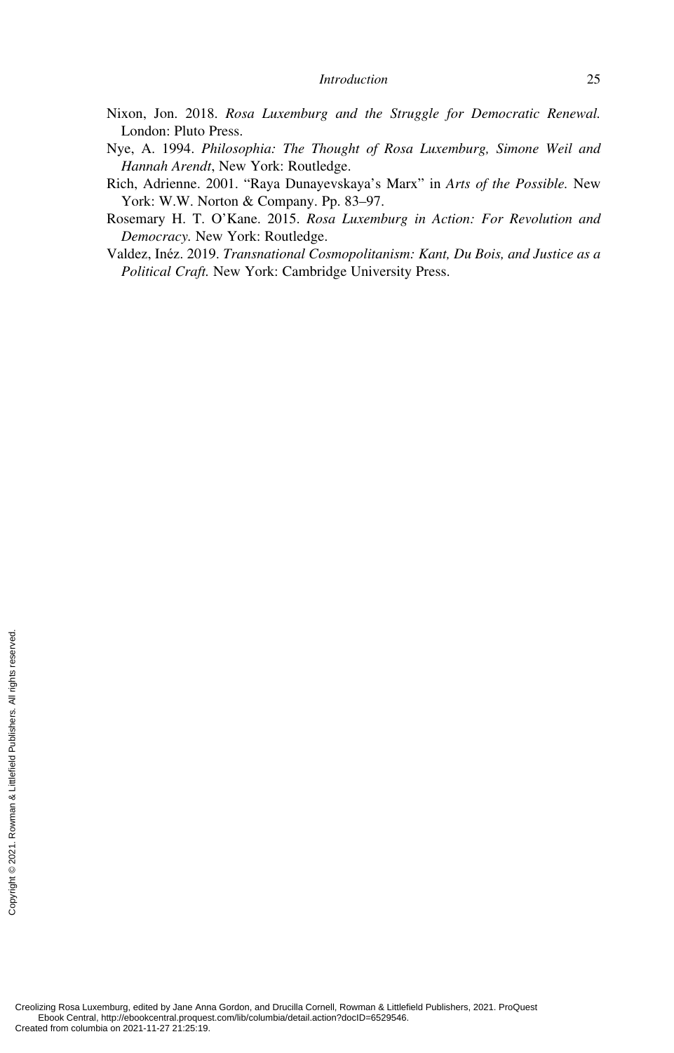Nixon, Jon. 2018. *Rosa Luxemburg and the Struggle for Democratic Renewal.* London: Pluto Press.

Nye, A. 1994. *Philosophia: The Thought of Rosa Luxemburg, Simone Weil and Hannah Arendt*, New York: Routledge.

Rich, Adrienne. 2001. "Raya Dunayevskaya's Marx" in *Arts of the Possible.* New York: W.W. Norton & Company. Pp. 83–97.

Rosemary H. T. O'Kane. 2015. *Rosa Luxemburg in Action: For Revolution and Democracy.* New York: Routledge.

Valdez, Inéz. 2019. *Transnational Cosmopolitanism: Kant, Du Bois, and Justice as a Political Craft.* New York: Cambridge University Press.